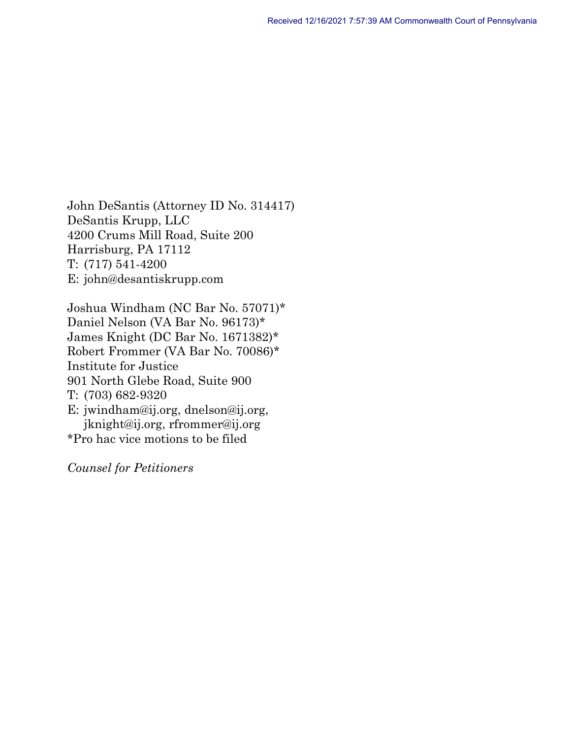Received 12/16/2021 7:57:39 AM Commonwealth Court of Pennsylvania

John DeSantis (Attorney ID No. 314417)
DeSantis Krupp, LLC
4200 Crums Mill Road, Suite 200
Harrisburg, PA 17112
T: (717) 541-4200
E: john@desantiskrupp.com

Joshua Windham (NC Bar No. 57071)*
Daniel Nelson (VA Bar No. 96173)*
James Knight (DC Bar No. 1671382)*
Robert Frommer (VA Bar No. 70086)*
Institute for Justice
901 North Glebe Road, Suite 900
T: (703) 682-9320
E: jwindham@ij.org, dnelson@ij.org,
jknight@ij.org, rfrommer@ij.org
*Pro hac vice motions to be filed

*Counsel for Petitioners*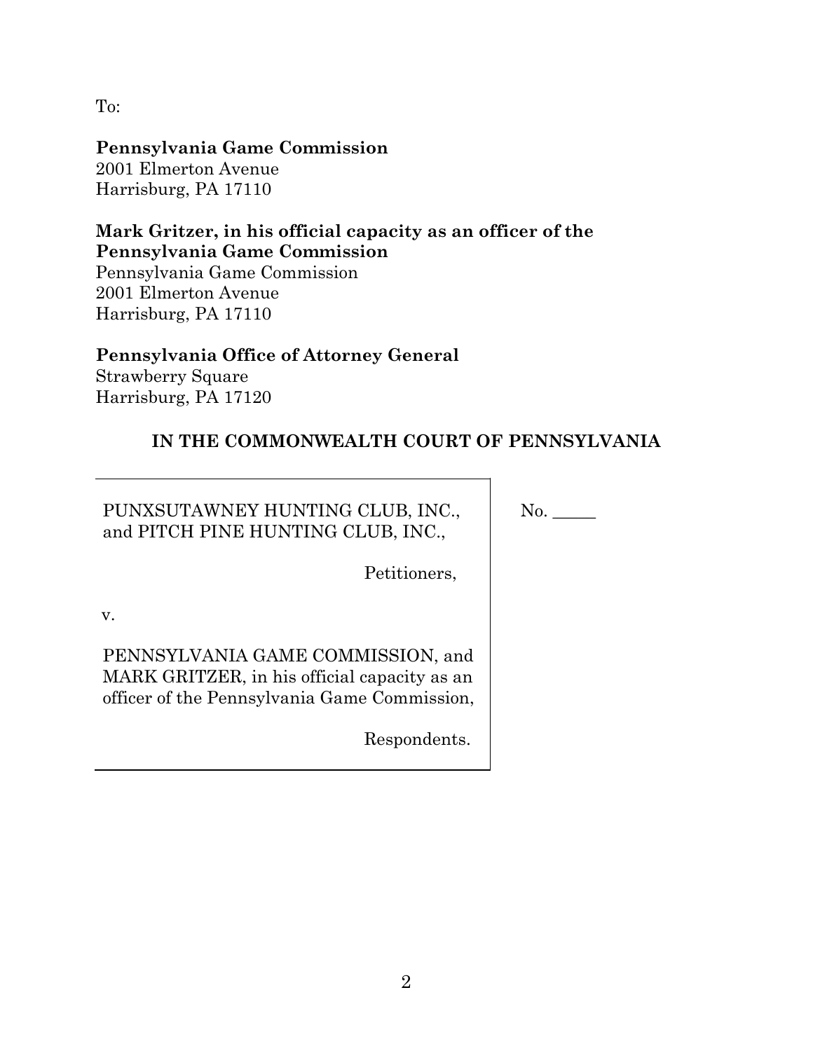To:

**Pennsylvania Game Commission**
2001 Elmerton Avenue
Harrisburg, PA 17110

**Mark Gritzer, in his official capacity as an officer of the Pennsylvania Game Commission**
Pennsylvania Game Commission
2001 Elmerton Avenue
Harrisburg, PA 17110

**Pennsylvania Office of Attorney General**
Strawberry Square
Harrisburg, PA 17120

**IN THE COMMONWEALTH COURT OF PENNSYLVANIA**

PUNXSUTAWNEY HUNTING CLUB, INC., and PITCH PINE HUNTING CLUB, INC.,

Petitioners,

v.

PENNSYLVANIA GAME COMMISSION, and MARK GRITZER, in his official capacity as an officer of the Pennsylvania Game Commission,

Respondents.

No. _____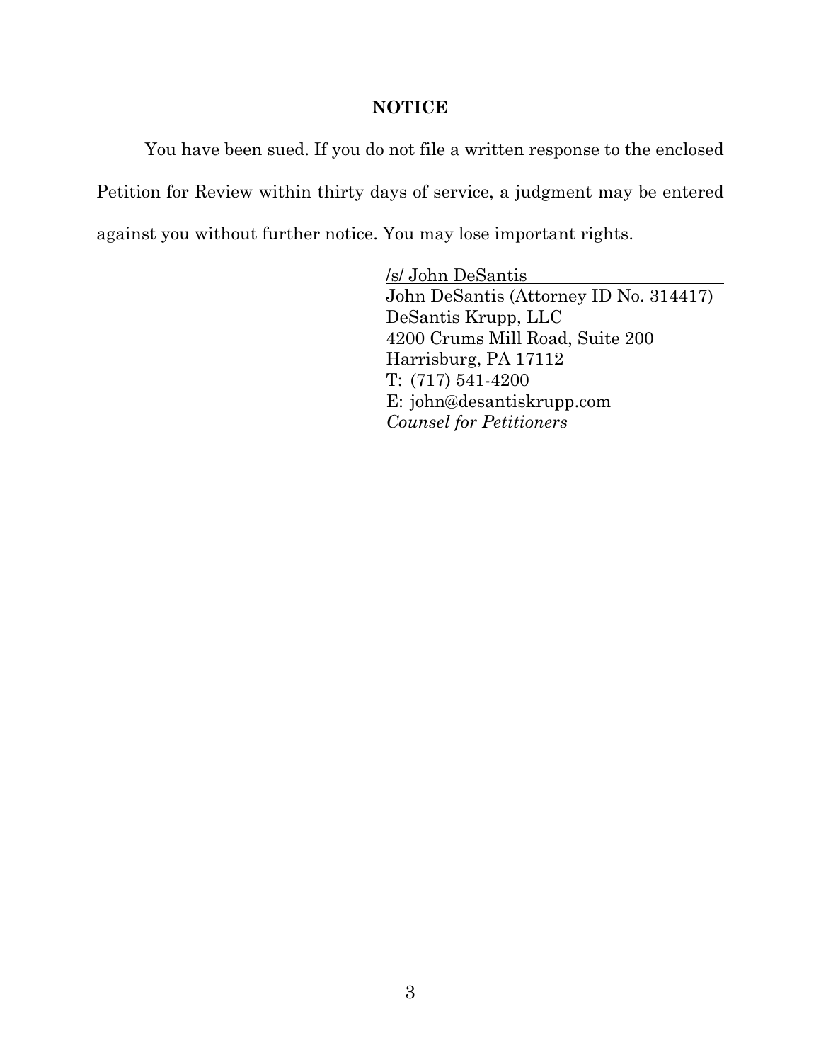**NOTICE**

You have been sued. If you do not file a written response to the enclosed Petition for Review within thirty days of service, a judgment may be entered against you without further notice. You may lose important rights.

/s/ John DeSantis
John DeSantis (Attorney ID No. 314417)
DeSantis Krupp, LLC
4200 Crums Mill Road, Suite 200
Harrisburg, PA 17112
T: (717) 541-4200
E: john@desantiskrupp.com
*Counsel for Petitioners*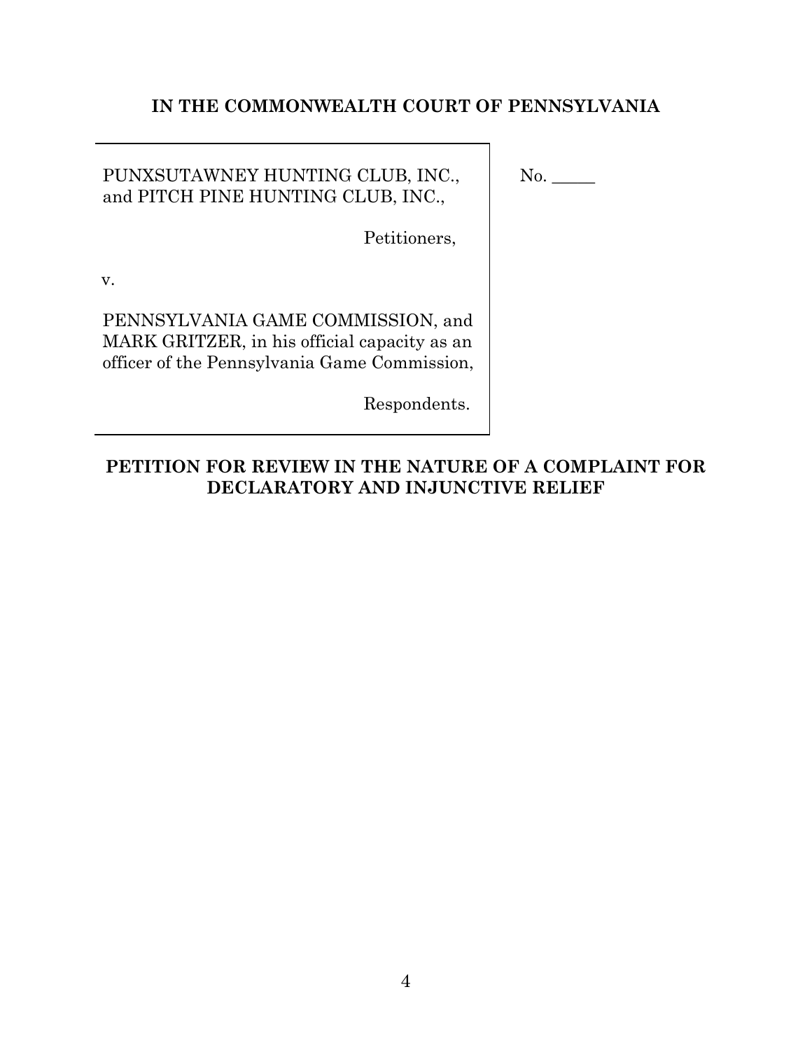**IN THE COMMONWEALTH COURT OF PENNSYLVANIA**

| | |
|---|---|
| PUNXSUTAWNEY HUNTING CLUB, INC., and PITCH PINE HUNTING CLUB, INC.,<br><br>Petitioners,<br><br>v.<br><br>PENNSYLVANIA GAME COMMISSION, and MARK GRITZER, in his official capacity as an officer of the Pennsylvania Game Commission,<br><br>Respondents. | No. _____ |

**PETITION FOR REVIEW IN THE NATURE OF A COMPLAINT FOR DECLARATORY AND INJUNCTIVE RELIEF**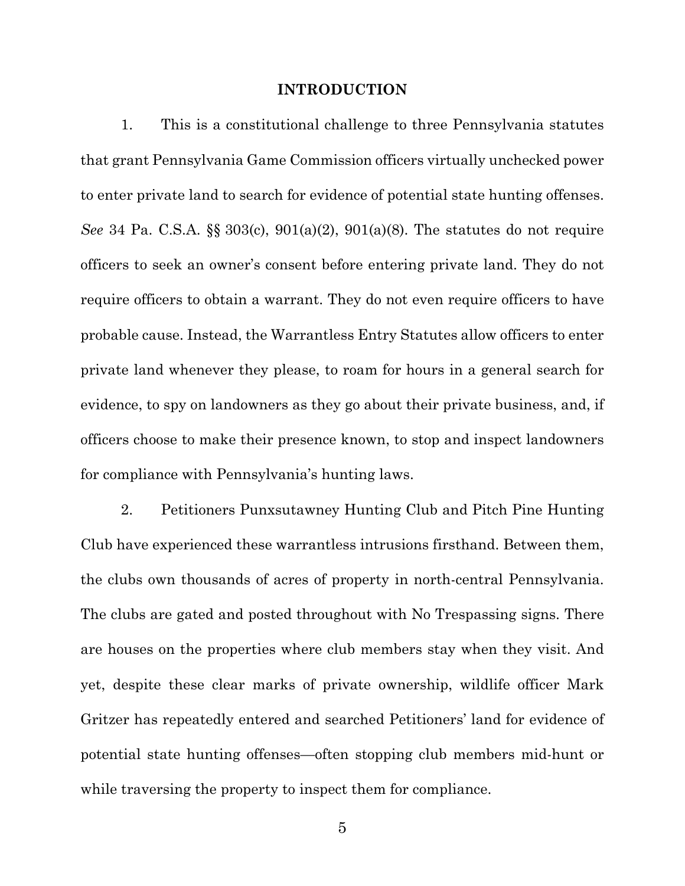## INTRODUCTION

1. This is a constitutional challenge to three Pennsylvania statutes that grant Pennsylvania Game Commission officers virtually unchecked power to enter private land to search for evidence of potential state hunting offenses. *See* 34 Pa. C.S.A. §§ 303(c), 901(a)(2), 901(a)(8). The statutes do not require officers to seek an owner's consent before entering private land. They do not require officers to obtain a warrant. They do not even require officers to have probable cause. Instead, the Warrantless Entry Statutes allow officers to enter private land whenever they please, to roam for hours in a general search for evidence, to spy on landowners as they go about their private business, and, if officers choose to make their presence known, to stop and inspect landowners for compliance with Pennsylvania's hunting laws.

2. Petitioners Punxsutawney Hunting Club and Pitch Pine Hunting Club have experienced these warrantless intrusions firsthand. Between them, the clubs own thousands of acres of property in north-central Pennsylvania. The clubs are gated and posted throughout with No Trespassing signs. There are houses on the properties where club members stay when they visit. And yet, despite these clear marks of private ownership, wildlife officer Mark Gritzer has repeatedly entered and searched Petitioners' land for evidence of potential state hunting offenses—often stopping club members mid-hunt or while traversing the property to inspect them for compliance.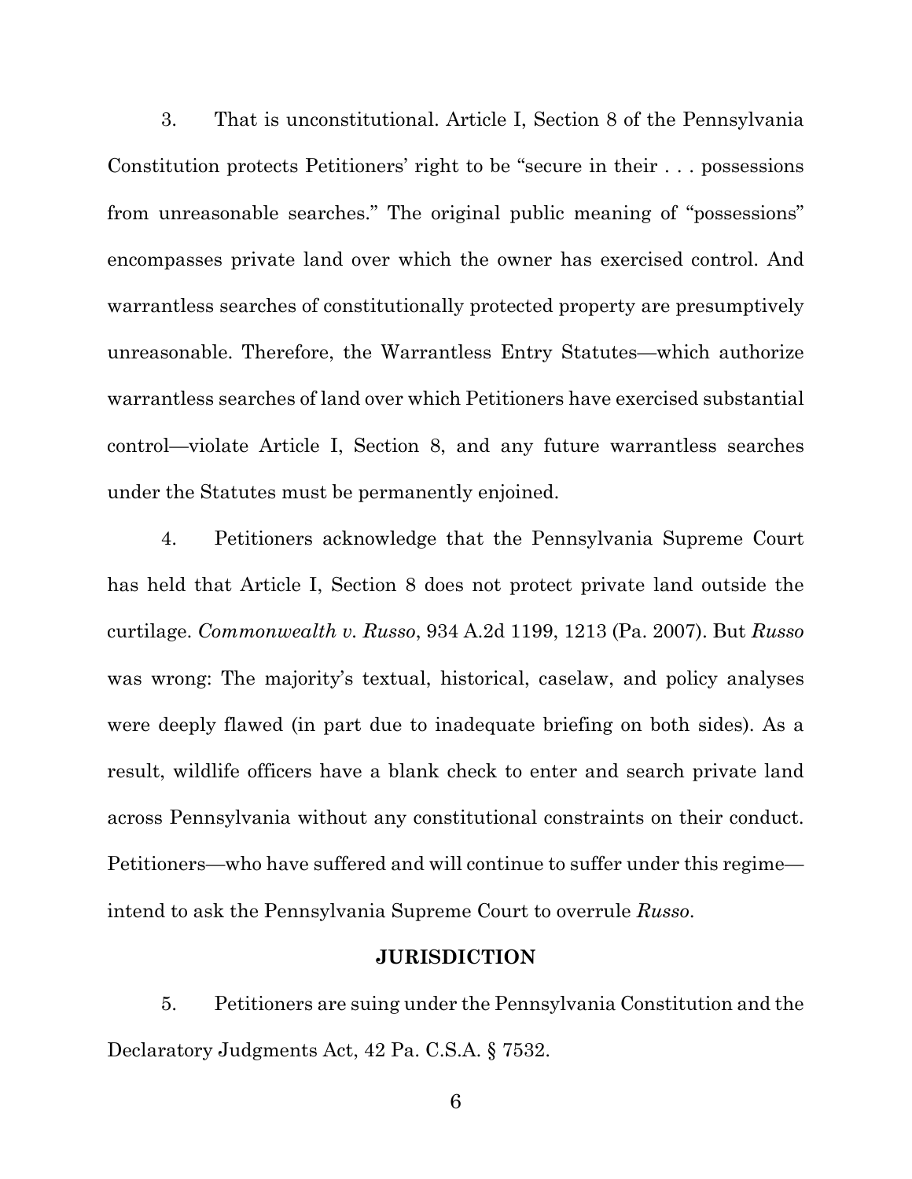3. That is unconstitutional. Article I, Section 8 of the Pennsylvania Constitution protects Petitioners' right to be "secure in their . . . possessions from unreasonable searches." The original public meaning of "possessions" encompasses private land over which the owner has exercised control. And warrantless searches of constitutionally protected property are presumptively unreasonable. Therefore, the Warrantless Entry Statutes—which authorize warrantless searches of land over which Petitioners have exercised substantial control—violate Article I, Section 8, and any future warrantless searches under the Statutes must be permanently enjoined.

4. Petitioners acknowledge that the Pennsylvania Supreme Court has held that Article I, Section 8 does not protect private land outside the curtilage. *Commonwealth v. Russo*, 934 A.2d 1199, 1213 (Pa. 2007). But *Russo* was wrong: The majority's textual, historical, caselaw, and policy analyses were deeply flawed (in part due to inadequate briefing on both sides). As a result, wildlife officers have a blank check to enter and search private land across Pennsylvania without any constitutional constraints on their conduct. Petitioners—who have suffered and will continue to suffer under this regime—intend to ask the Pennsylvania Supreme Court to overrule *Russo*.

## JURISDICTION

5. Petitioners are suing under the Pennsylvania Constitution and the Declaratory Judgments Act, 42 Pa. C.S.A. § 7532.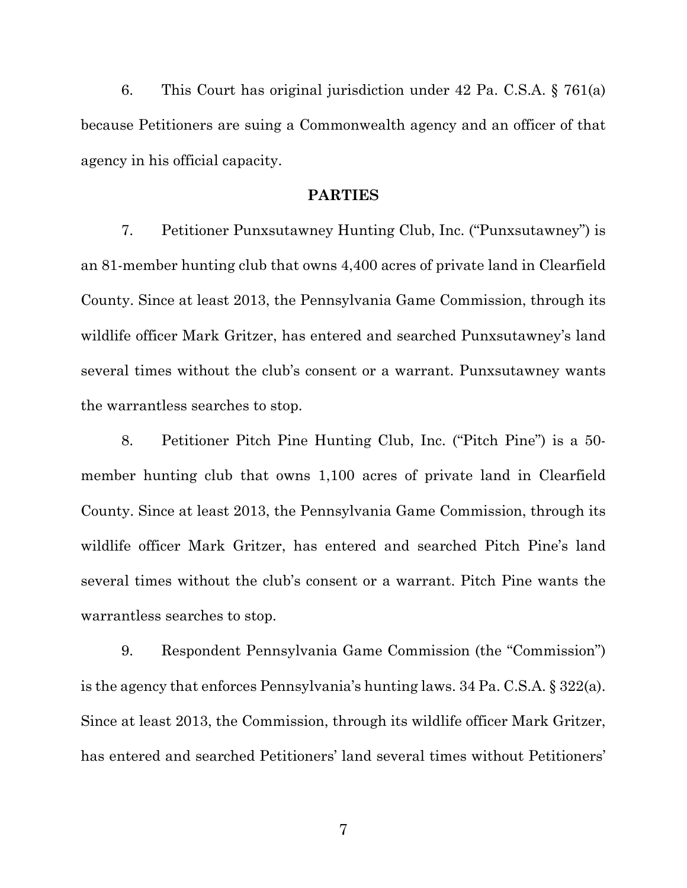6. This Court has original jurisdiction under 42 Pa. C.S.A. § 761(a) because Petitioners are suing a Commonwealth agency and an officer of that agency in his official capacity.

## PARTIES

7. Petitioner Punxsutawney Hunting Club, Inc. ("Punxsutawney") is an 81-member hunting club that owns 4,400 acres of private land in Clearfield County. Since at least 2013, the Pennsylvania Game Commission, through its wildlife officer Mark Gritzer, has entered and searched Punxsutawney's land several times without the club's consent or a warrant. Punxsutawney wants the warrantless searches to stop.

8. Petitioner Pitch Pine Hunting Club, Inc. ("Pitch Pine") is a 50-member hunting club that owns 1,100 acres of private land in Clearfield County. Since at least 2013, the Pennsylvania Game Commission, through its wildlife officer Mark Gritzer, has entered and searched Pitch Pine's land several times without the club's consent or a warrant. Pitch Pine wants the warrantless searches to stop.

9. Respondent Pennsylvania Game Commission (the "Commission") is the agency that enforces Pennsylvania's hunting laws. 34 Pa. C.S.A. § 322(a). Since at least 2013, the Commission, through its wildlife officer Mark Gritzer, has entered and searched Petitioners' land several times without Petitioners'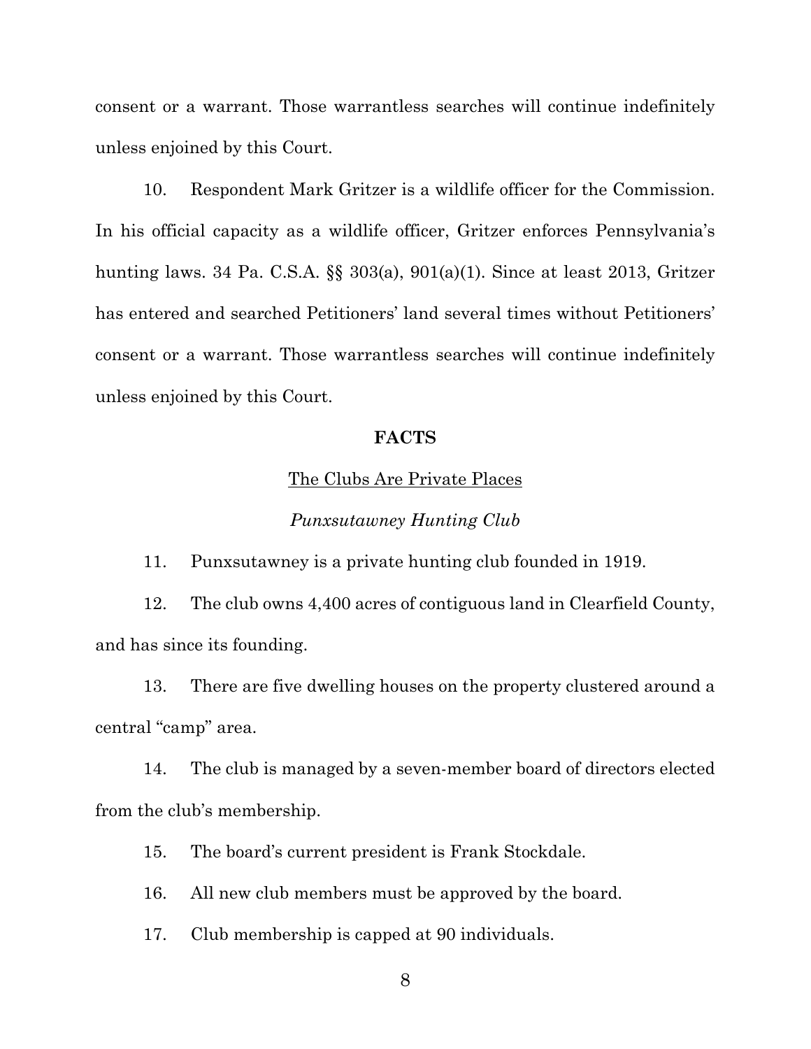consent or a warrant. Those warrantless searches will continue indefinitely unless enjoined by this Court.

10. Respondent Mark Gritzer is a wildlife officer for the Commission. In his official capacity as a wildlife officer, Gritzer enforces Pennsylvania's hunting laws. 34 Pa. C.S.A. §§ 303(a), 901(a)(1). Since at least 2013, Gritzer has entered and searched Petitioners' land several times without Petitioners' consent or a warrant. Those warrantless searches will continue indefinitely unless enjoined by this Court.

## FACTS

### The Clubs Are Private Places

#### *Punxsutawney Hunting Club*

11. Punxsutawney is a private hunting club founded in 1919.

12. The club owns 4,400 acres of contiguous land in Clearfield County, and has since its founding.

13. There are five dwelling houses on the property clustered around a central "camp" area.

14. The club is managed by a seven-member board of directors elected from the club's membership.

15. The board's current president is Frank Stockdale.

16. All new club members must be approved by the board.

17. Club membership is capped at 90 individuals.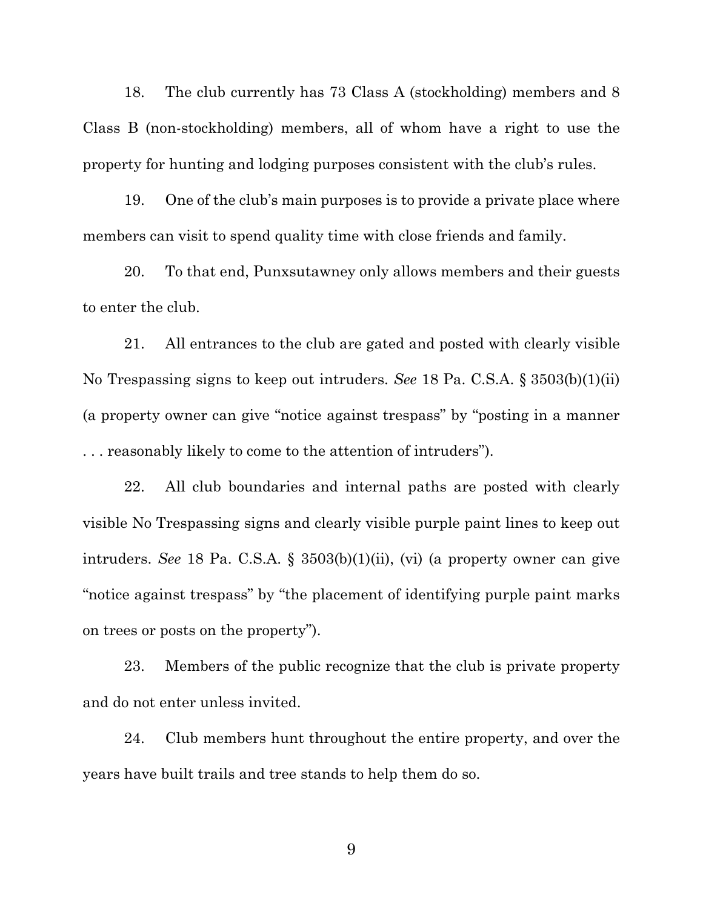18. The club currently has 73 Class A (stockholding) members and 8 Class B (non-stockholding) members, all of whom have a right to use the property for hunting and lodging purposes consistent with the club's rules.

19. One of the club's main purposes is to provide a private place where members can visit to spend quality time with close friends and family.

20. To that end, Punxsutawney only allows members and their guests to enter the club.

21. All entrances to the club are gated and posted with clearly visible No Trespassing signs to keep out intruders. *See* 18 Pa. C.S.A. § 3503(b)(1)(ii) (a property owner can give "notice against trespass" by "posting in a manner . . . reasonably likely to come to the attention of intruders").

22. All club boundaries and internal paths are posted with clearly visible No Trespassing signs and clearly visible purple paint lines to keep out intruders. *See* 18 Pa. C.S.A. § 3503(b)(1)(ii), (vi) (a property owner can give "notice against trespass" by "the placement of identifying purple paint marks on trees or posts on the property").

23. Members of the public recognize that the club is private property and do not enter unless invited.

24. Club members hunt throughout the entire property, and over the years have built trails and tree stands to help them do so.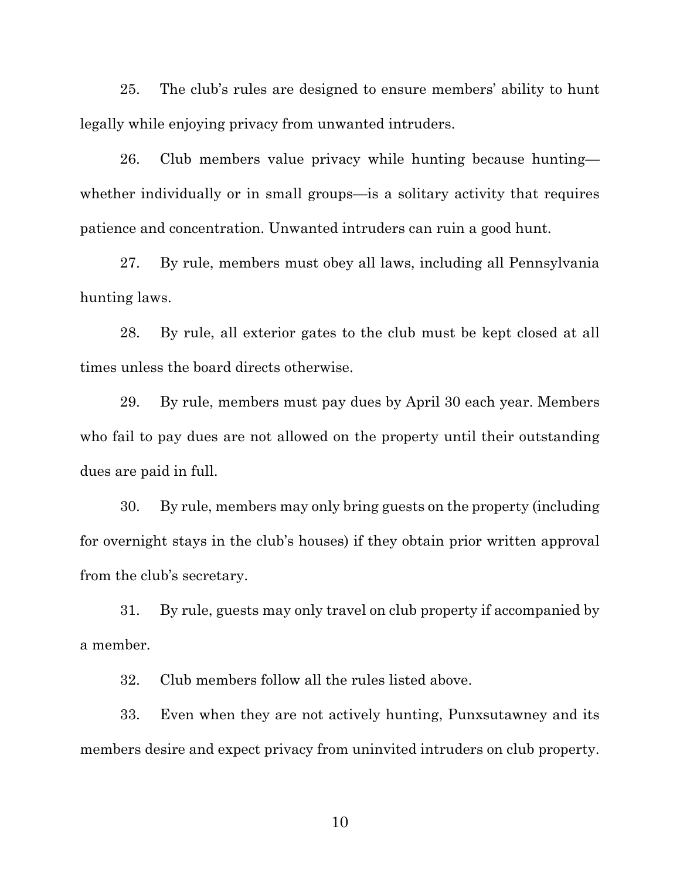25. The club's rules are designed to ensure members' ability to hunt legally while enjoying privacy from unwanted intruders.

26. Club members value privacy while hunting because hunting—whether individually or in small groups—is a solitary activity that requires patience and concentration. Unwanted intruders can ruin a good hunt.

27. By rule, members must obey all laws, including all Pennsylvania hunting laws.

28. By rule, all exterior gates to the club must be kept closed at all times unless the board directs otherwise.

29. By rule, members must pay dues by April 30 each year. Members who fail to pay dues are not allowed on the property until their outstanding dues are paid in full.

30. By rule, members may only bring guests on the property (including for overnight stays in the club's houses) if they obtain prior written approval from the club's secretary.

31. By rule, guests may only travel on club property if accompanied by a member.

32. Club members follow all the rules listed above.

33. Even when they are not actively hunting, Punxsutawney and its members desire and expect privacy from uninvited intruders on club property.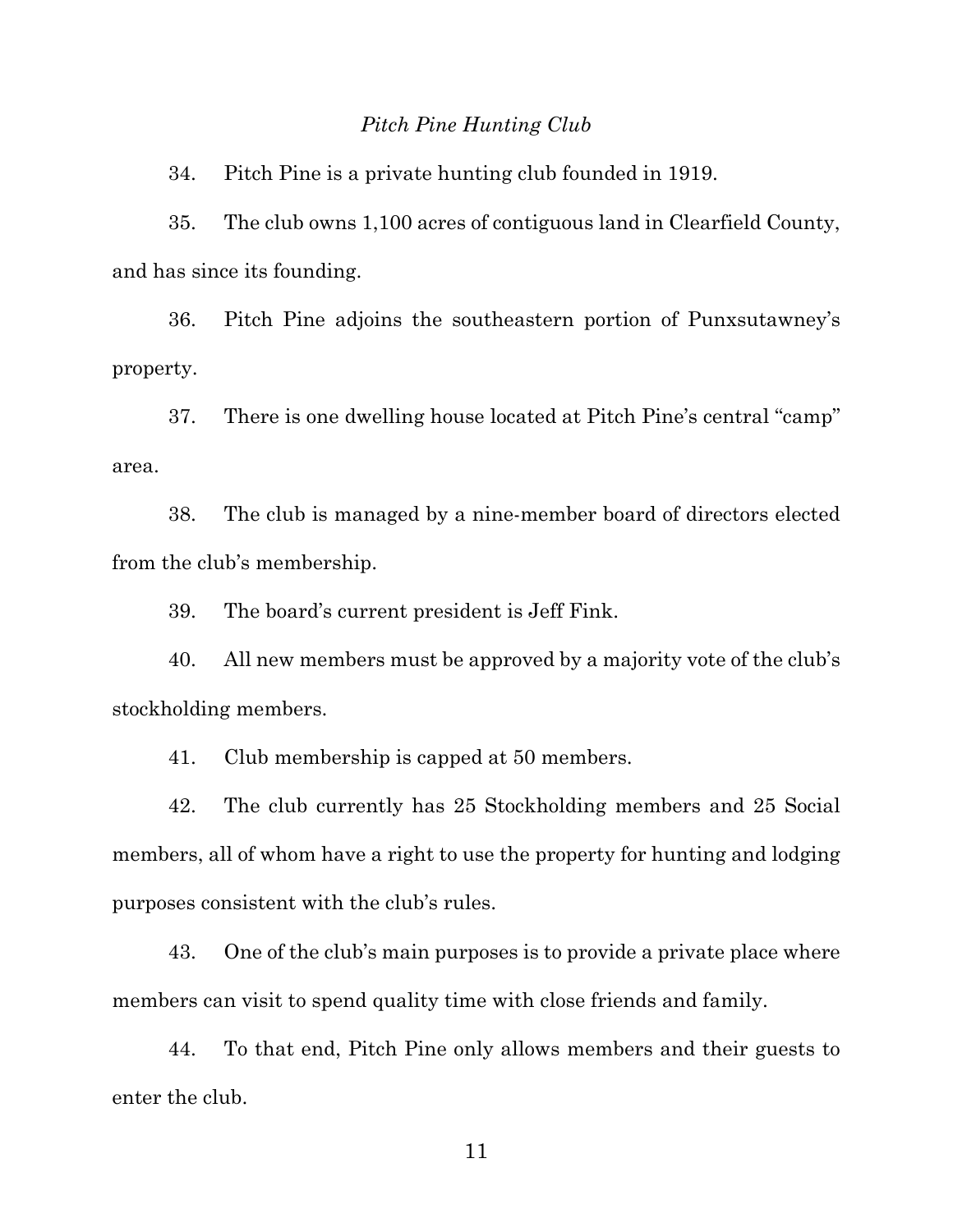*Pitch Pine Hunting Club*

34. Pitch Pine is a private hunting club founded in 1919.

35. The club owns 1,100 acres of contiguous land in Clearfield County, and has since its founding.

36. Pitch Pine adjoins the southeastern portion of Punxsutawney's property.

37. There is one dwelling house located at Pitch Pine's central "camp" area.

38. The club is managed by a nine-member board of directors elected from the club's membership.

39. The board's current president is Jeff Fink.

40. All new members must be approved by a majority vote of the club's stockholding members.

41. Club membership is capped at 50 members.

42. The club currently has 25 Stockholding members and 25 Social members, all of whom have a right to use the property for hunting and lodging purposes consistent with the club's rules.

43. One of the club's main purposes is to provide a private place where members can visit to spend quality time with close friends and family.

44. To that end, Pitch Pine only allows members and their guests to enter the club.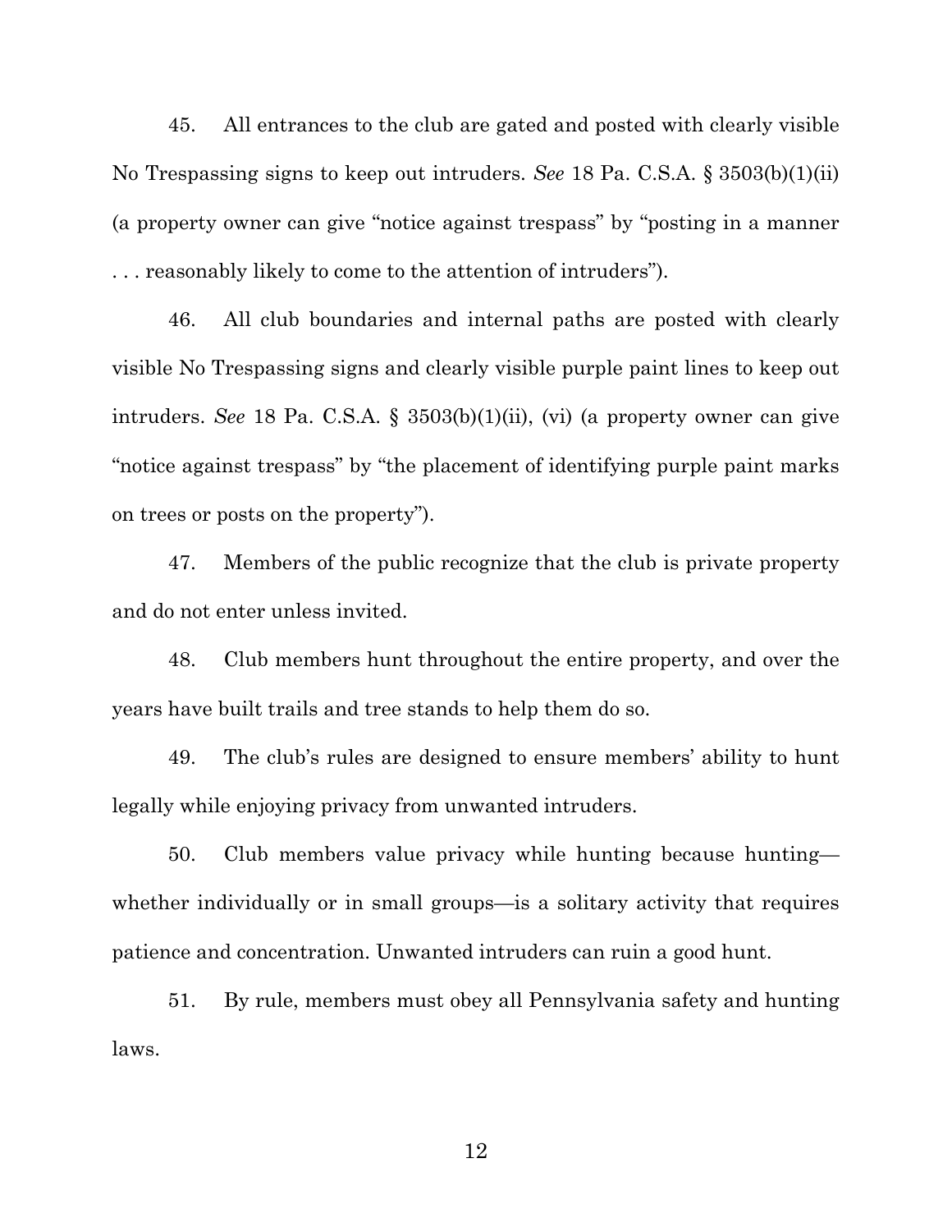45. All entrances to the club are gated and posted with clearly visible No Trespassing signs to keep out intruders. *See* 18 Pa. C.S.A. § 3503(b)(1)(ii) (a property owner can give "notice against trespass" by "posting in a manner . . . reasonably likely to come to the attention of intruders").

46. All club boundaries and internal paths are posted with clearly visible No Trespassing signs and clearly visible purple paint lines to keep out intruders. *See* 18 Pa. C.S.A. § 3503(b)(1)(ii), (vi) (a property owner can give "notice against trespass" by "the placement of identifying purple paint marks on trees or posts on the property").

47. Members of the public recognize that the club is private property and do not enter unless invited.

48. Club members hunt throughout the entire property, and over the years have built trails and tree stands to help them do so.

49. The club's rules are designed to ensure members' ability to hunt legally while enjoying privacy from unwanted intruders.

50. Club members value privacy while hunting because hunting—whether individually or in small groups—is a solitary activity that requires patience and concentration. Unwanted intruders can ruin a good hunt.

51. By rule, members must obey all Pennsylvania safety and hunting laws.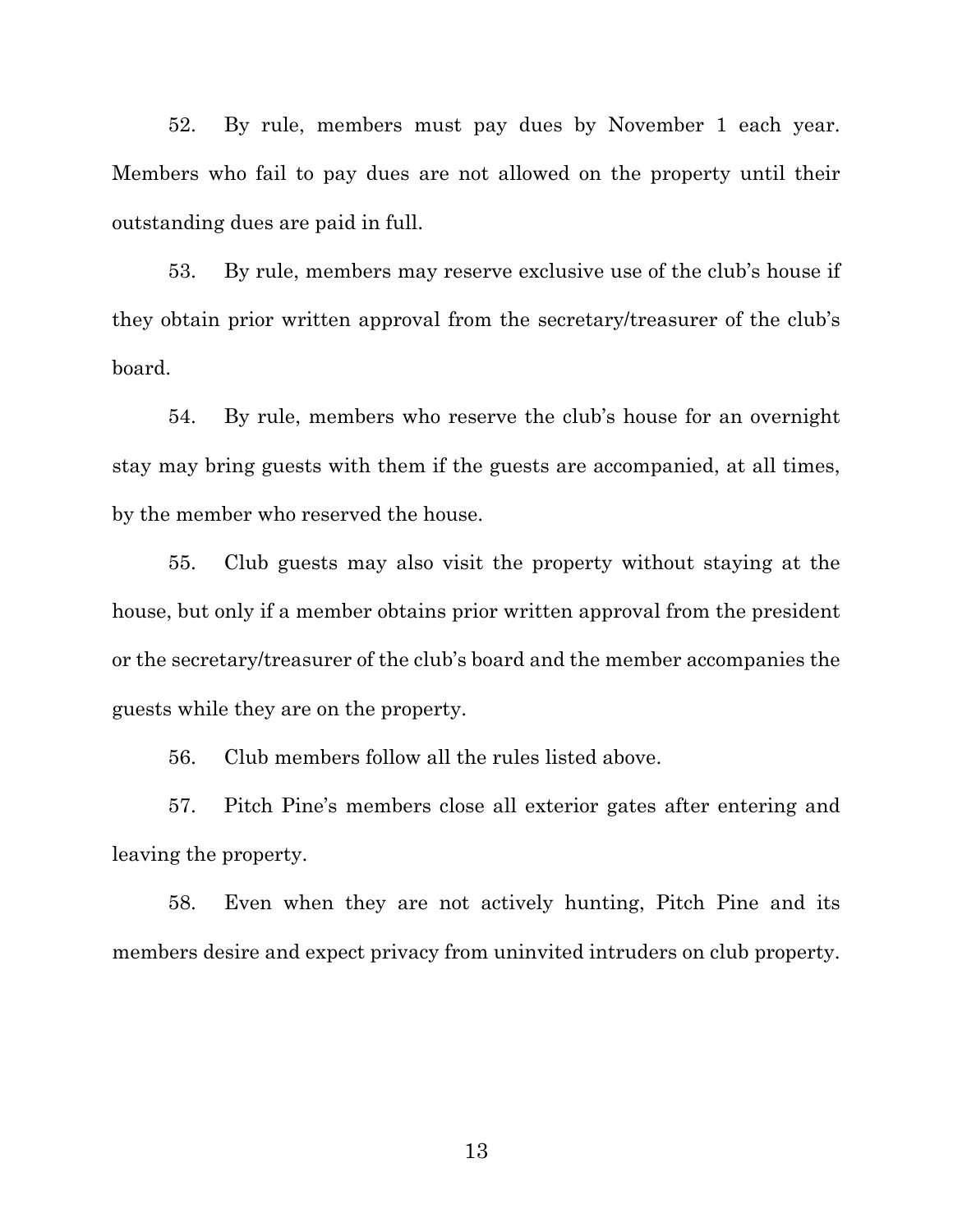52. By rule, members must pay dues by November 1 each year. Members who fail to pay dues are not allowed on the property until their outstanding dues are paid in full.

53. By rule, members may reserve exclusive use of the club's house if they obtain prior written approval from the secretary/treasurer of the club's board.

54. By rule, members who reserve the club's house for an overnight stay may bring guests with them if the guests are accompanied, at all times, by the member who reserved the house.

55. Club guests may also visit the property without staying at the house, but only if a member obtains prior written approval from the president or the secretary/treasurer of the club's board and the member accompanies the guests while they are on the property.

56. Club members follow all the rules listed above.

57. Pitch Pine's members close all exterior gates after entering and leaving the property.

58. Even when they are not actively hunting, Pitch Pine and its members desire and expect privacy from uninvited intruders on club property.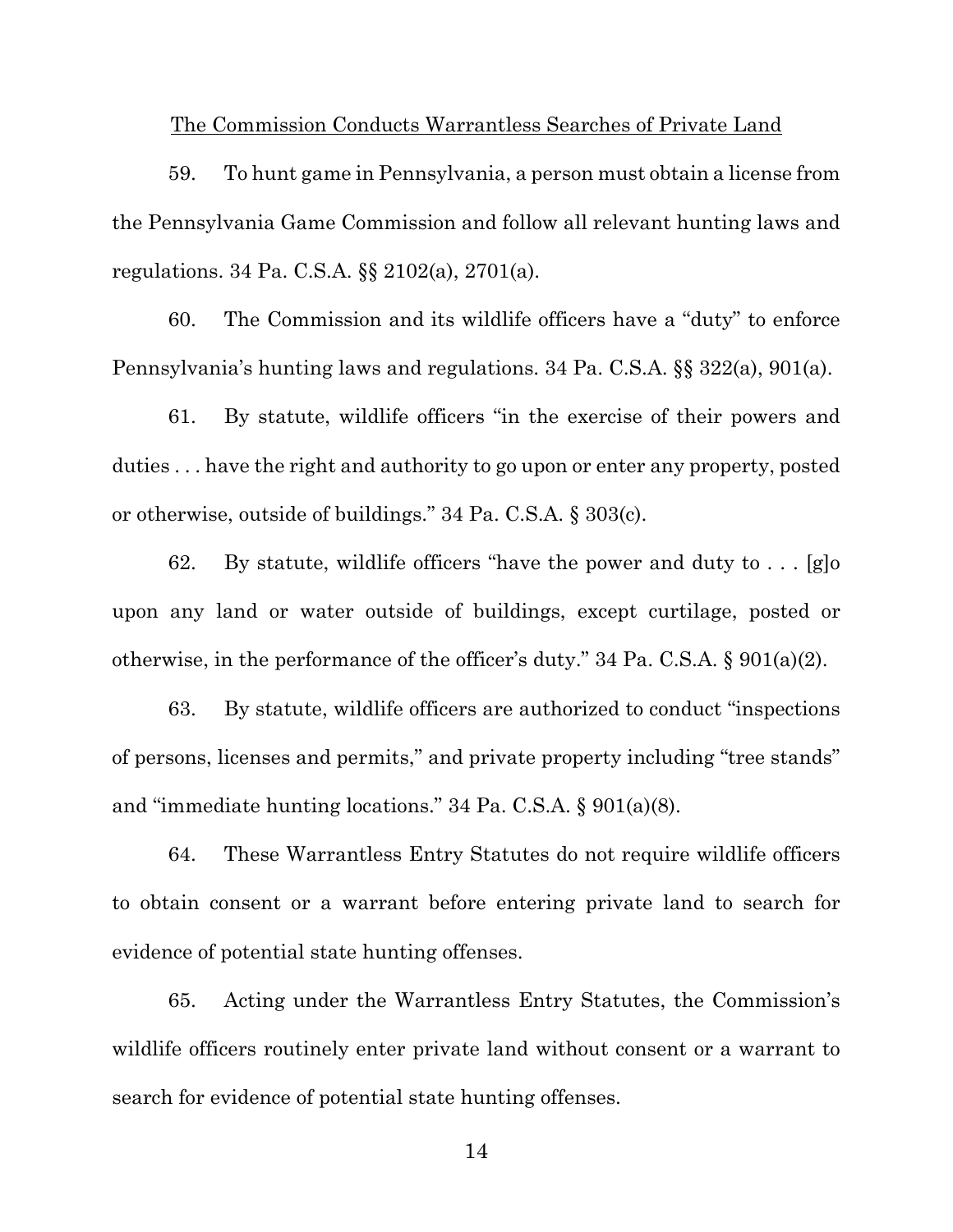<u>The Commission Conducts Warrantless Searches of Private Land</u>

59. To hunt game in Pennsylvania, a person must obtain a license from the Pennsylvania Game Commission and follow all relevant hunting laws and regulations. 34 Pa. C.S.A. §§ 2102(a), 2701(a).

60. The Commission and its wildlife officers have a "duty" to enforce Pennsylvania's hunting laws and regulations. 34 Pa. C.S.A. §§ 322(a), 901(a).

61. By statute, wildlife officers "in the exercise of their powers and duties . . . have the right and authority to go upon or enter any property, posted or otherwise, outside of buildings." 34 Pa. C.S.A. § 303(c).

62. By statute, wildlife officers "have the power and duty to . . . [g]o upon any land or water outside of buildings, except curtilage, posted or otherwise, in the performance of the officer's duty." 34 Pa. C.S.A. § 901(a)(2).

63. By statute, wildlife officers are authorized to conduct "inspections of persons, licenses and permits," and private property including "tree stands" and "immediate hunting locations." 34 Pa. C.S.A. § 901(a)(8).

64. These Warrantless Entry Statutes do not require wildlife officers to obtain consent or a warrant before entering private land to search for evidence of potential state hunting offenses.

65. Acting under the Warrantless Entry Statutes, the Commission's wildlife officers routinely enter private land without consent or a warrant to search for evidence of potential state hunting offenses.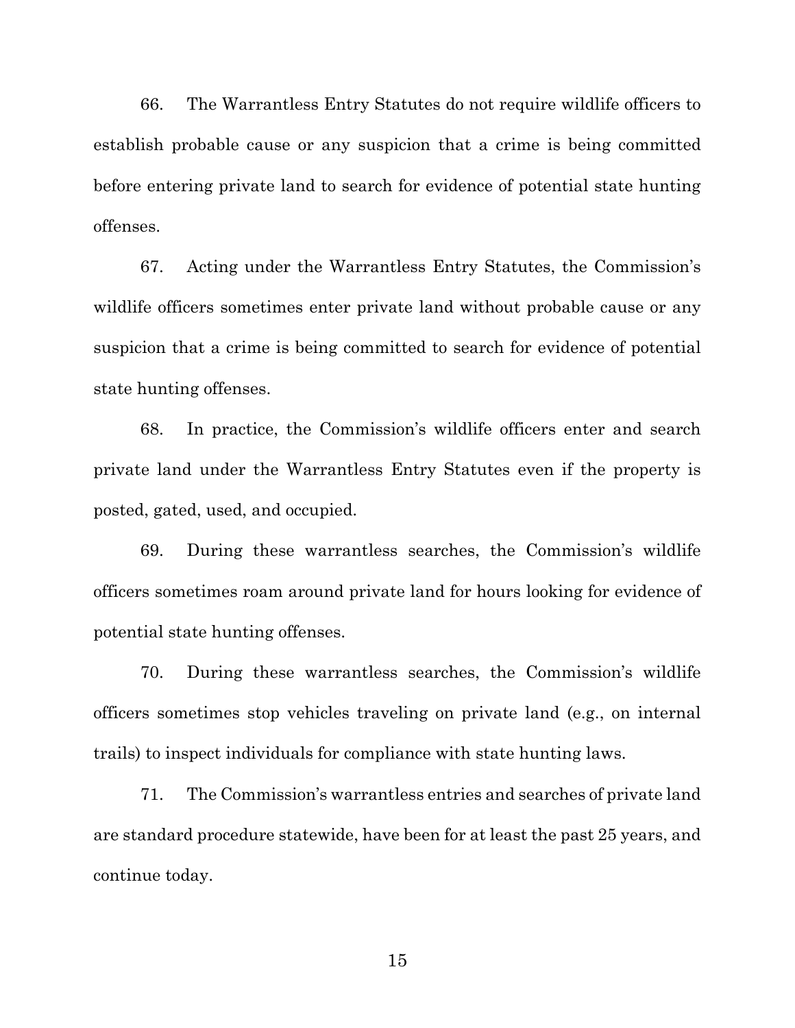66. The Warrantless Entry Statutes do not require wildlife officers to establish probable cause or any suspicion that a crime is being committed before entering private land to search for evidence of potential state hunting offenses.

67. Acting under the Warrantless Entry Statutes, the Commission's wildlife officers sometimes enter private land without probable cause or any suspicion that a crime is being committed to search for evidence of potential state hunting offenses.

68. In practice, the Commission's wildlife officers enter and search private land under the Warrantless Entry Statutes even if the property is posted, gated, used, and occupied.

69. During these warrantless searches, the Commission's wildlife officers sometimes roam around private land for hours looking for evidence of potential state hunting offenses.

70. During these warrantless searches, the Commission's wildlife officers sometimes stop vehicles traveling on private land (e.g., on internal trails) to inspect individuals for compliance with state hunting laws.

71. The Commission's warrantless entries and searches of private land are standard procedure statewide, have been for at least the past 25 years, and continue today.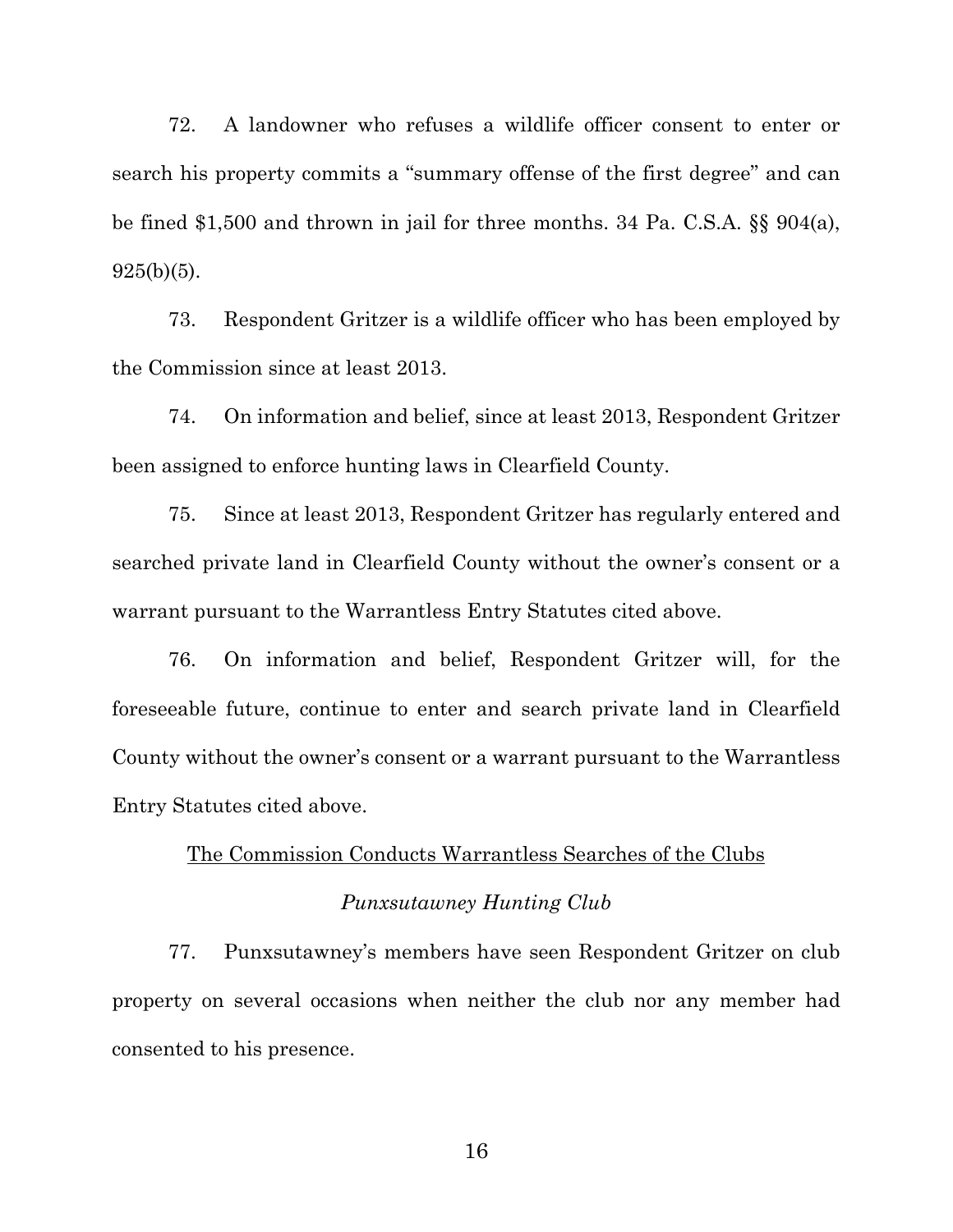72. A landowner who refuses a wildlife officer consent to enter or search his property commits a "summary offense of the first degree" and can be fined $1,500 and thrown in jail for three months. 34 Pa. C.S.A. §§ 904(a), 925(b)(5).

73. Respondent Gritzer is a wildlife officer who has been employed by the Commission since at least 2013.

74. On information and belief, since at least 2013, Respondent Gritzer been assigned to enforce hunting laws in Clearfield County.

75. Since at least 2013, Respondent Gritzer has regularly entered and searched private land in Clearfield County without the owner's consent or a warrant pursuant to the Warrantless Entry Statutes cited above.

76. On information and belief, Respondent Gritzer will, for the foreseeable future, continue to enter and search private land in Clearfield County without the owner's consent or a warrant pursuant to the Warrantless Entry Statutes cited above.

<u>The Commission Conducts Warrantless Searches of the Clubs</u>

*Punxsutawney Hunting Club*

77. Punxsutawney's members have seen Respondent Gritzer on club property on several occasions when neither the club nor any member had consented to his presence.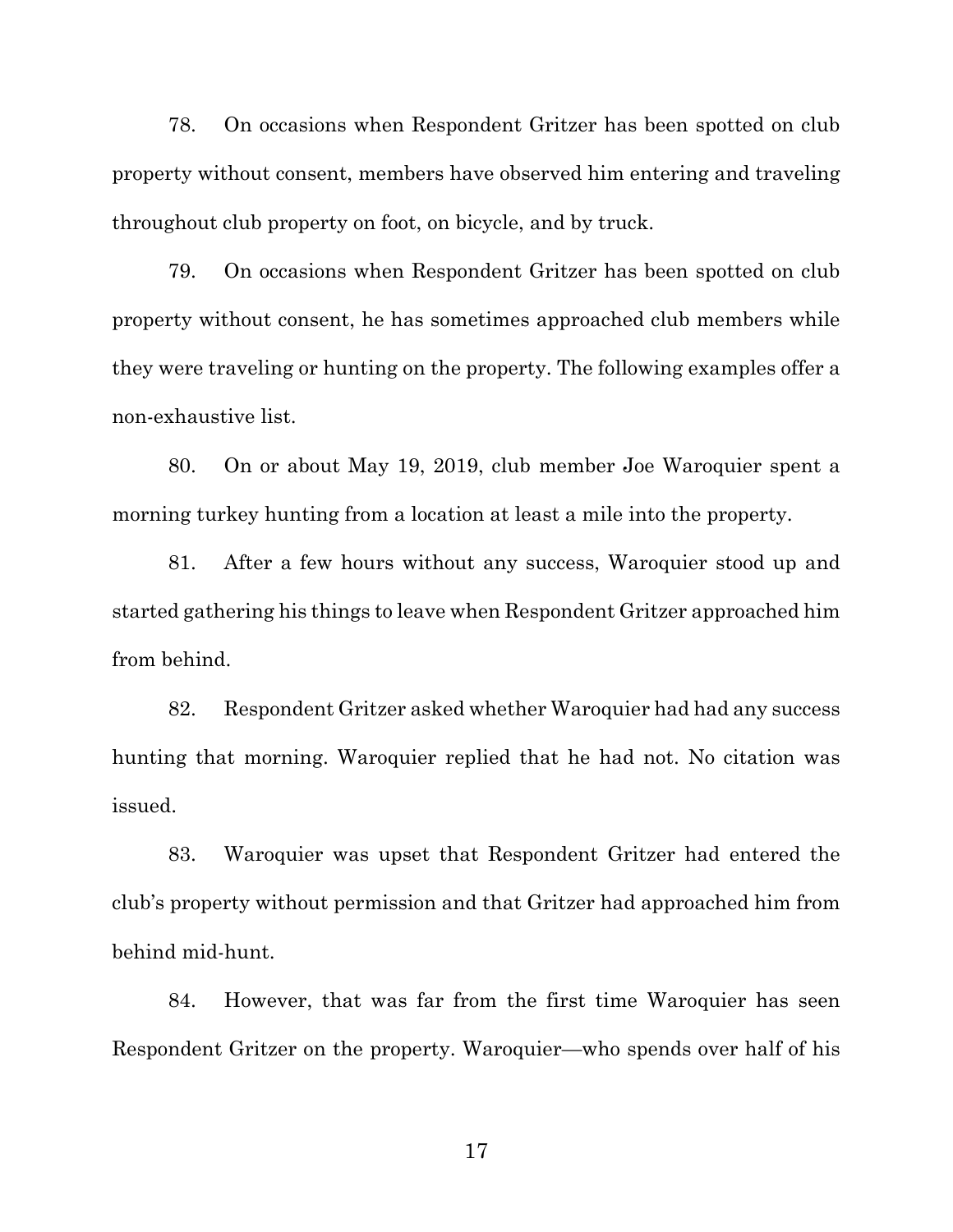78. On occasions when Respondent Gritzer has been spotted on club property without consent, members have observed him entering and traveling throughout club property on foot, on bicycle, and by truck.

79. On occasions when Respondent Gritzer has been spotted on club property without consent, he has sometimes approached club members while they were traveling or hunting on the property. The following examples offer a non-exhaustive list.

80. On or about May 19, 2019, club member Joe Waroquier spent a morning turkey hunting from a location at least a mile into the property.

81. After a few hours without any success, Waroquier stood up and started gathering his things to leave when Respondent Gritzer approached him from behind.

82. Respondent Gritzer asked whether Waroquier had had any success hunting that morning. Waroquier replied that he had not. No citation was issued.

83. Waroquier was upset that Respondent Gritzer had entered the club's property without permission and that Gritzer had approached him from behind mid-hunt.

84. However, that was far from the first time Waroquier has seen Respondent Gritzer on the property. Waroquier—who spends over half of his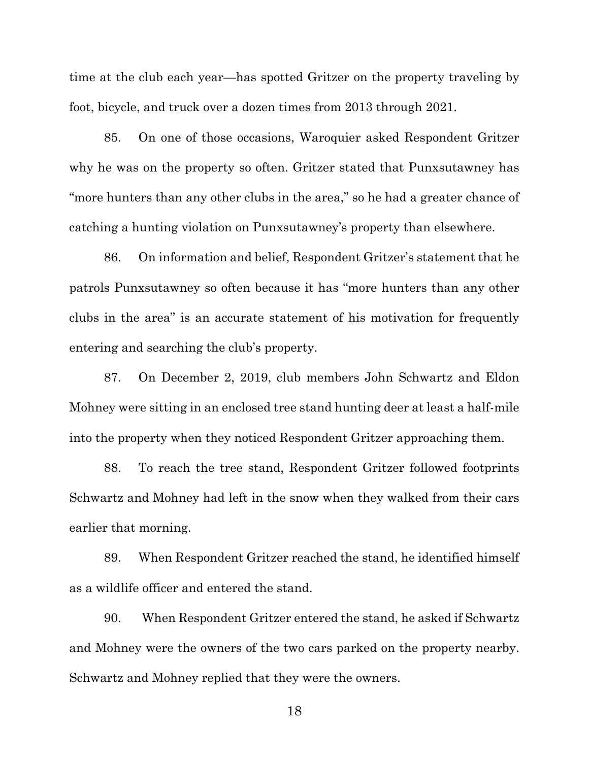time at the club each year—has spotted Gritzer on the property traveling by foot, bicycle, and truck over a dozen times from 2013 through 2021.

85. On one of those occasions, Waroquier asked Respondent Gritzer why he was on the property so often. Gritzer stated that Punxsutawney has "more hunters than any other clubs in the area," so he had a greater chance of catching a hunting violation on Punxsutawney's property than elsewhere.

86. On information and belief, Respondent Gritzer's statement that he patrols Punxsutawney so often because it has "more hunters than any other clubs in the area" is an accurate statement of his motivation for frequently entering and searching the club's property.

87. On December 2, 2019, club members John Schwartz and Eldon Mohney were sitting in an enclosed tree stand hunting deer at least a half-mile into the property when they noticed Respondent Gritzer approaching them.

88. To reach the tree stand, Respondent Gritzer followed footprints Schwartz and Mohney had left in the snow when they walked from their cars earlier that morning.

89. When Respondent Gritzer reached the stand, he identified himself as a wildlife officer and entered the stand.

90. When Respondent Gritzer entered the stand, he asked if Schwartz and Mohney were the owners of the two cars parked on the property nearby. Schwartz and Mohney replied that they were the owners.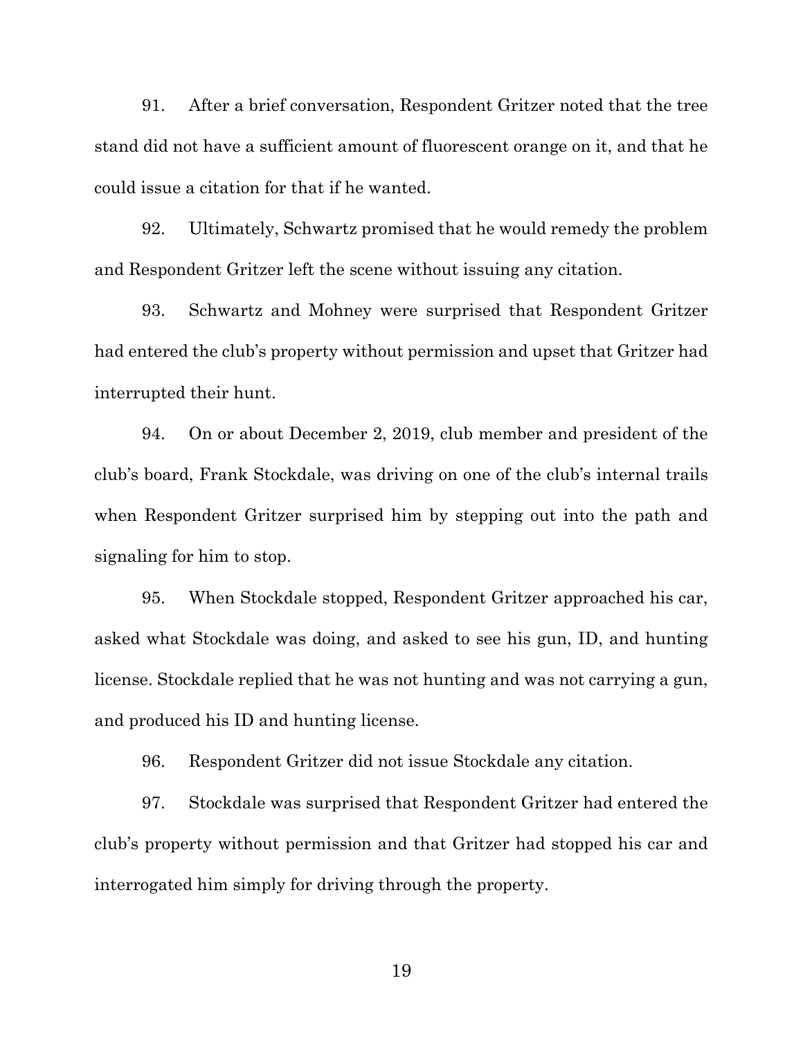91. After a brief conversation, Respondent Gritzer noted that the tree stand did not have a sufficient amount of fluorescent orange on it, and that he could issue a citation for that if he wanted.

92. Ultimately, Schwartz promised that he would remedy the problem and Respondent Gritzer left the scene without issuing any citation.

93. Schwartz and Mohney were surprised that Respondent Gritzer had entered the club's property without permission and upset that Gritzer had interrupted their hunt.

94. On or about December 2, 2019, club member and president of the club's board, Frank Stockdale, was driving on one of the club's internal trails when Respondent Gritzer surprised him by stepping out into the path and signaling for him to stop.

95. When Stockdale stopped, Respondent Gritzer approached his car, asked what Stockdale was doing, and asked to see his gun, ID, and hunting license. Stockdale replied that he was not hunting and was not carrying a gun, and produced his ID and hunting license.

96. Respondent Gritzer did not issue Stockdale any citation.

97. Stockdale was surprised that Respondent Gritzer had entered the club's property without permission and that Gritzer had stopped his car and interrogated him simply for driving through the property.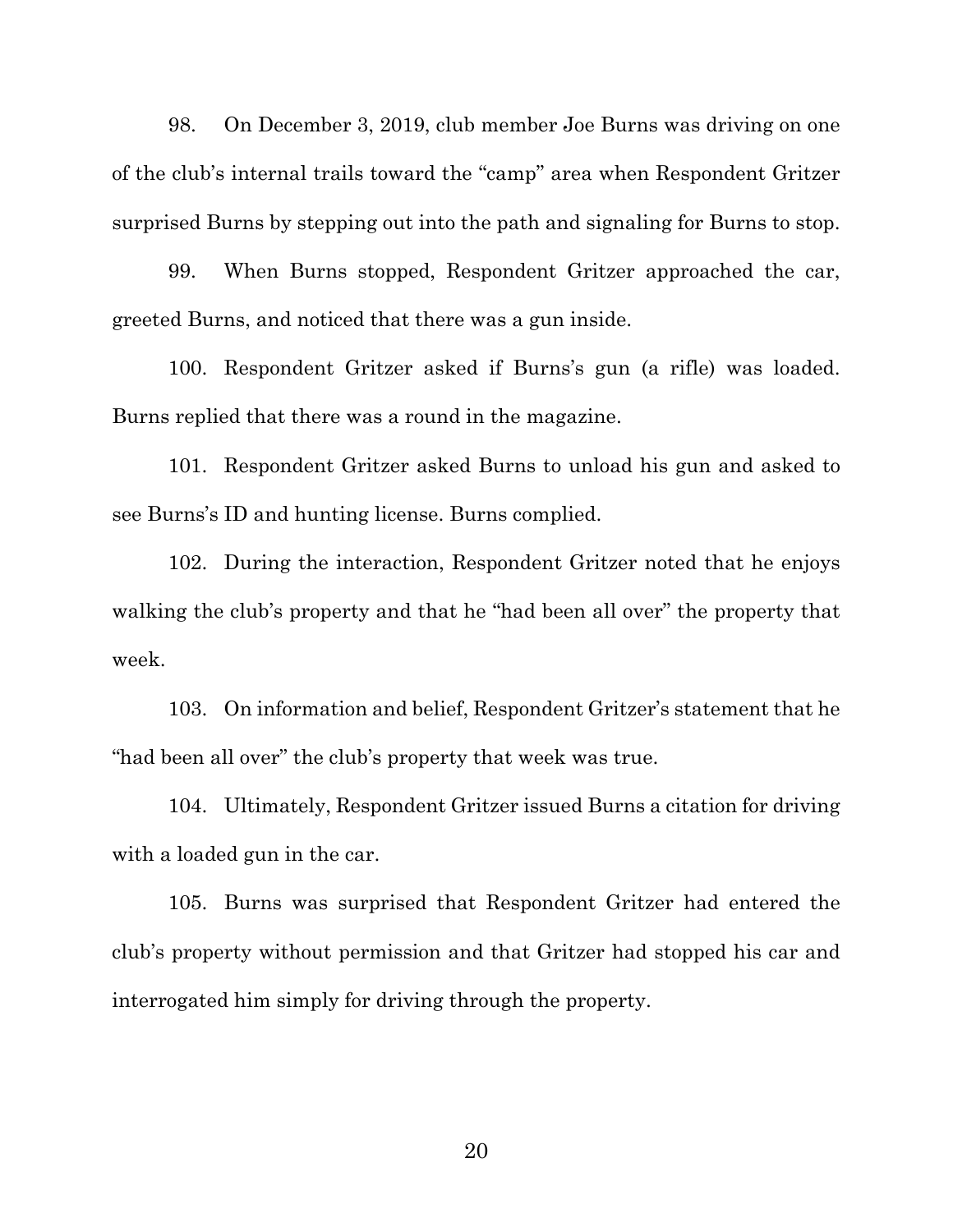98. On December 3, 2019, club member Joe Burns was driving on one of the club's internal trails toward the "camp" area when Respondent Gritzer surprised Burns by stepping out into the path and signaling for Burns to stop.

99. When Burns stopped, Respondent Gritzer approached the car, greeted Burns, and noticed that there was a gun inside.

100. Respondent Gritzer asked if Burns's gun (a rifle) was loaded. Burns replied that there was a round in the magazine.

101. Respondent Gritzer asked Burns to unload his gun and asked to see Burns's ID and hunting license. Burns complied.

102. During the interaction, Respondent Gritzer noted that he enjoys walking the club's property and that he "had been all over" the property that week.

103. On information and belief, Respondent Gritzer's statement that he "had been all over" the club's property that week was true.

104. Ultimately, Respondent Gritzer issued Burns a citation for driving with a loaded gun in the car.

105. Burns was surprised that Respondent Gritzer had entered the club's property without permission and that Gritzer had stopped his car and interrogated him simply for driving through the property.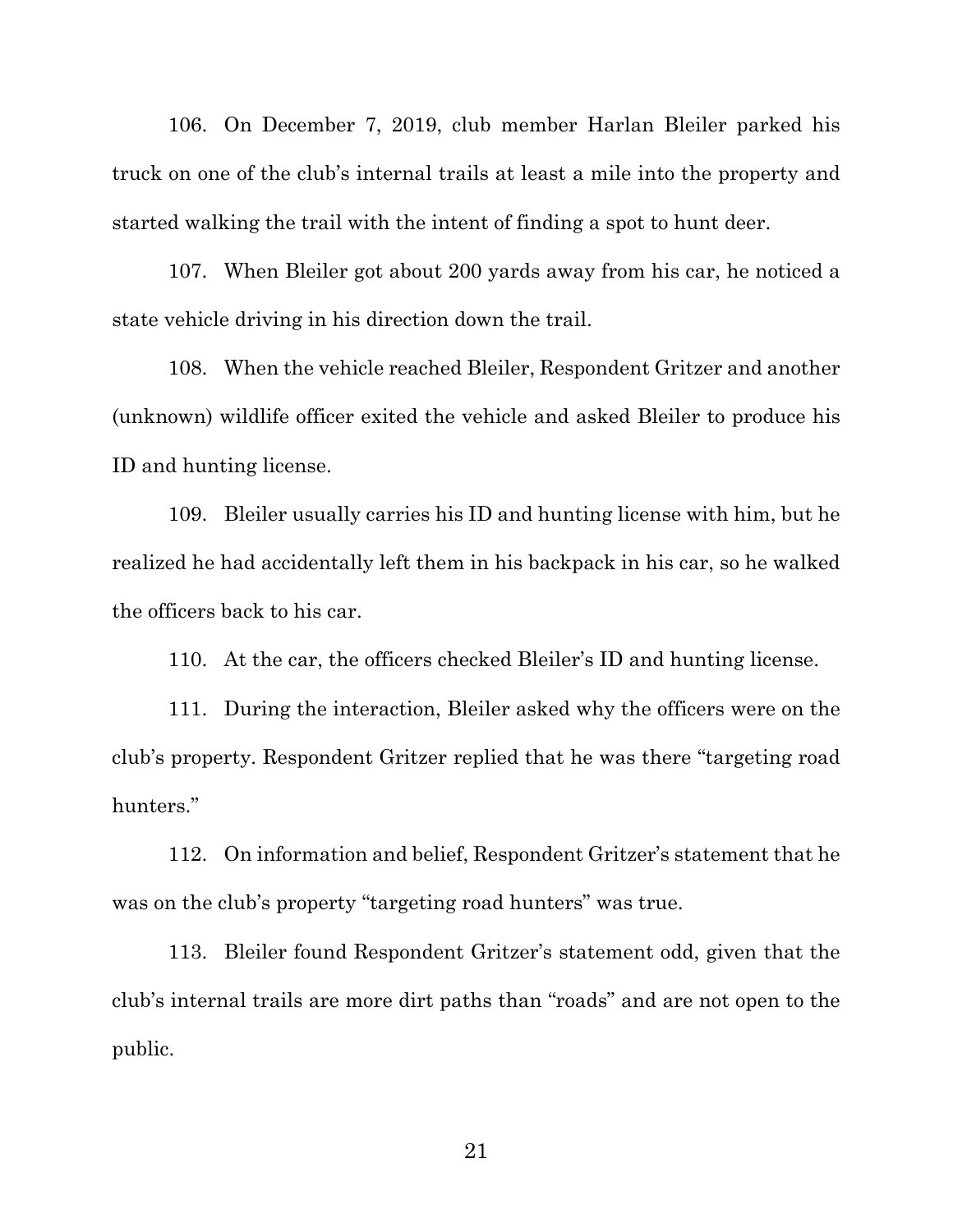106. On December 7, 2019, club member Harlan Bleiler parked his truck on one of the club's internal trails at least a mile into the property and started walking the trail with the intent of finding a spot to hunt deer.

107. When Bleiler got about 200 yards away from his car, he noticed a state vehicle driving in his direction down the trail.

108. When the vehicle reached Bleiler, Respondent Gritzer and another (unknown) wildlife officer exited the vehicle and asked Bleiler to produce his ID and hunting license.

109. Bleiler usually carries his ID and hunting license with him, but he realized he had accidentally left them in his backpack in his car, so he walked the officers back to his car.

110. At the car, the officers checked Bleiler's ID and hunting license.

111. During the interaction, Bleiler asked why the officers were on the club's property. Respondent Gritzer replied that he was there "targeting road hunters."

112. On information and belief, Respondent Gritzer's statement that he was on the club's property "targeting road hunters" was true.

113. Bleiler found Respondent Gritzer's statement odd, given that the club's internal trails are more dirt paths than "roads" and are not open to the public.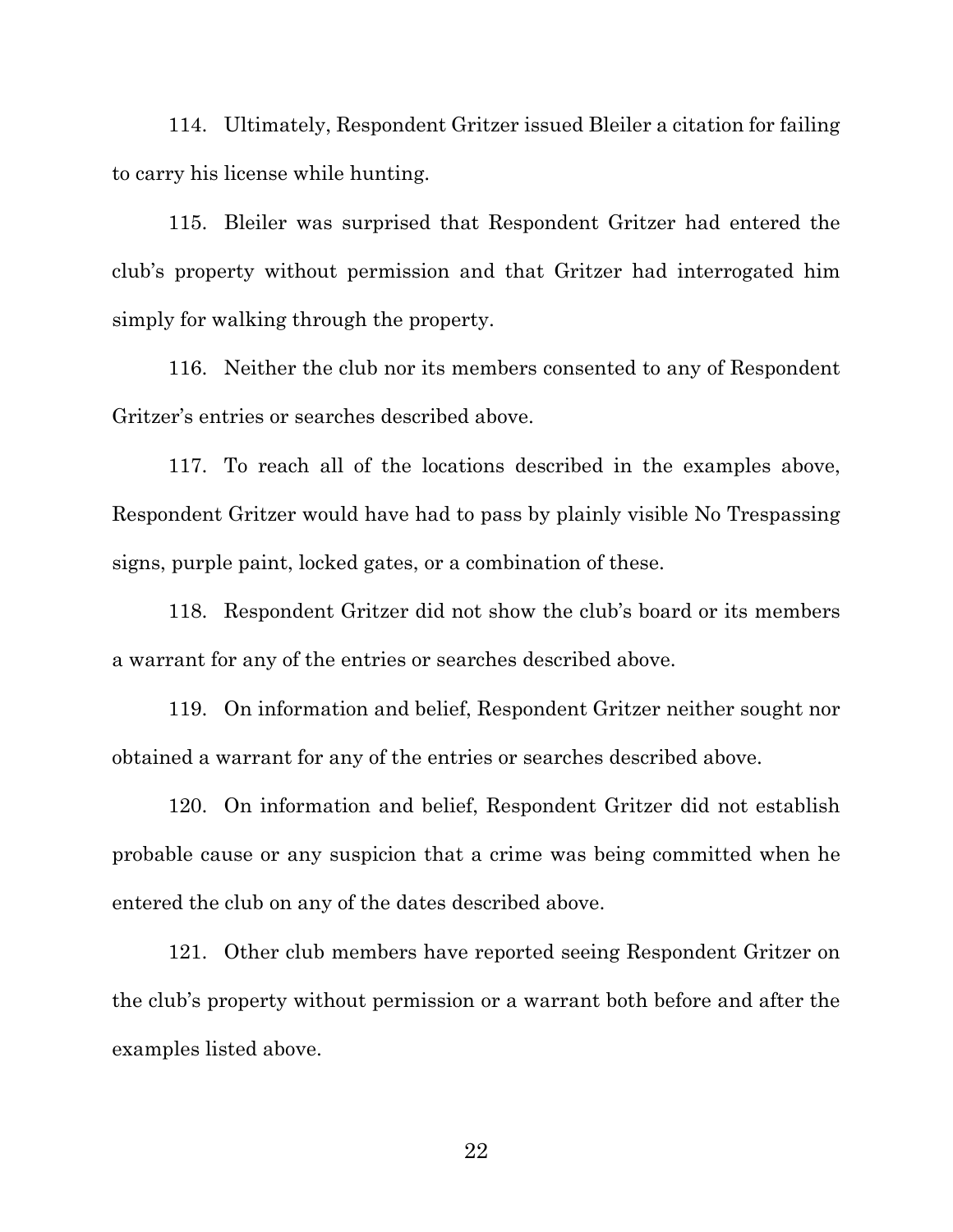114. Ultimately, Respondent Gritzer issued Bleiler a citation for failing to carry his license while hunting.

115. Bleiler was surprised that Respondent Gritzer had entered the club's property without permission and that Gritzer had interrogated him simply for walking through the property.

116. Neither the club nor its members consented to any of Respondent Gritzer's entries or searches described above.

117. To reach all of the locations described in the examples above, Respondent Gritzer would have had to pass by plainly visible No Trespassing signs, purple paint, locked gates, or a combination of these.

118. Respondent Gritzer did not show the club's board or its members a warrant for any of the entries or searches described above.

119. On information and belief, Respondent Gritzer neither sought nor obtained a warrant for any of the entries or searches described above.

120. On information and belief, Respondent Gritzer did not establish probable cause or any suspicion that a crime was being committed when he entered the club on any of the dates described above.

121. Other club members have reported seeing Respondent Gritzer on the club's property without permission or a warrant both before and after the examples listed above.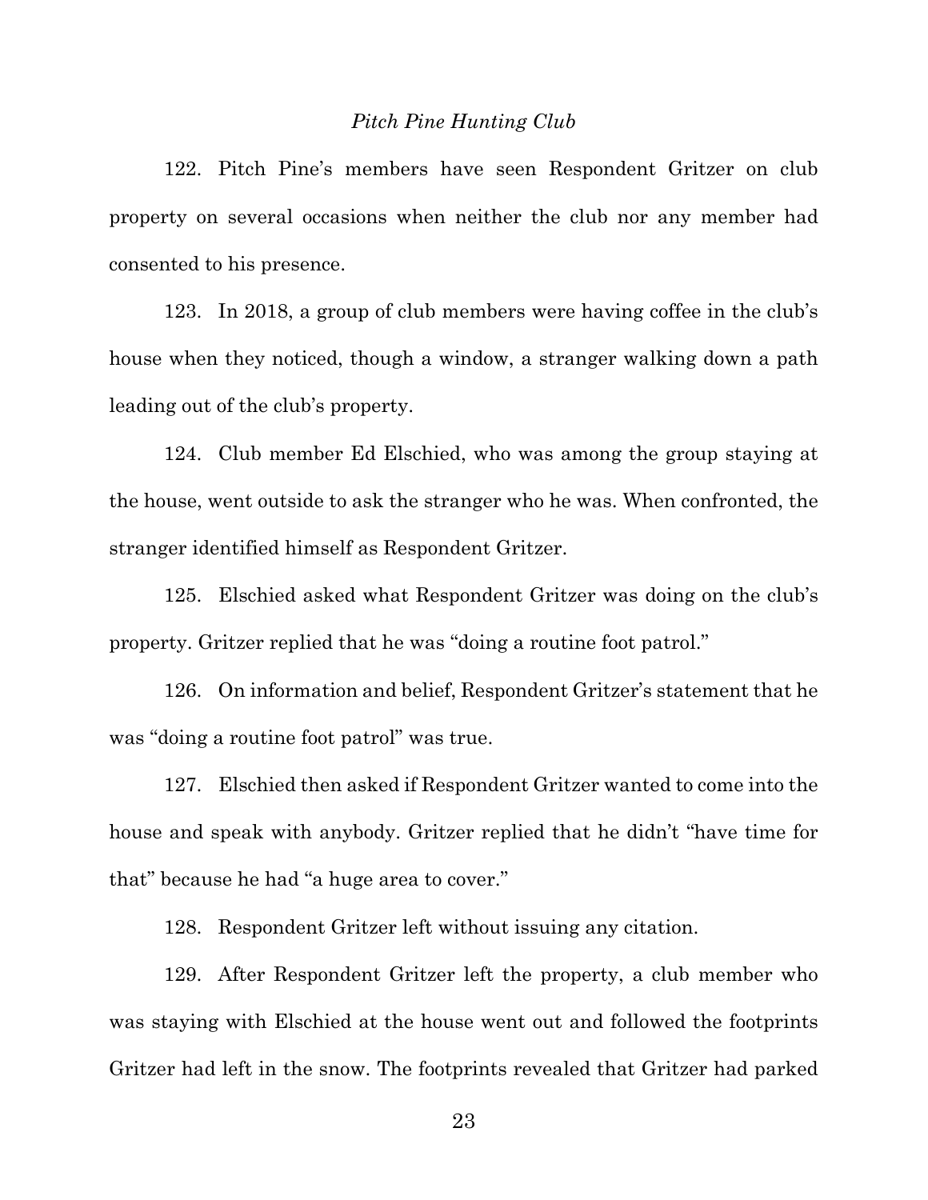*Pitch Pine Hunting Club*

122. Pitch Pine's members have seen Respondent Gritzer on club property on several occasions when neither the club nor any member had consented to his presence.

123. In 2018, a group of club members were having coffee in the club's house when they noticed, though a window, a stranger walking down a path leading out of the club's property.

124. Club member Ed Elschied, who was among the group staying at the house, went outside to ask the stranger who he was. When confronted, the stranger identified himself as Respondent Gritzer.

125. Elschied asked what Respondent Gritzer was doing on the club's property. Gritzer replied that he was "doing a routine foot patrol."

126. On information and belief, Respondent Gritzer's statement that he was "doing a routine foot patrol" was true.

127. Elschied then asked if Respondent Gritzer wanted to come into the house and speak with anybody. Gritzer replied that he didn't "have time for that" because he had "a huge area to cover."

128. Respondent Gritzer left without issuing any citation.

129. After Respondent Gritzer left the property, a club member who was staying with Elschied at the house went out and followed the footprints Gritzer had left in the snow. The footprints revealed that Gritzer had parked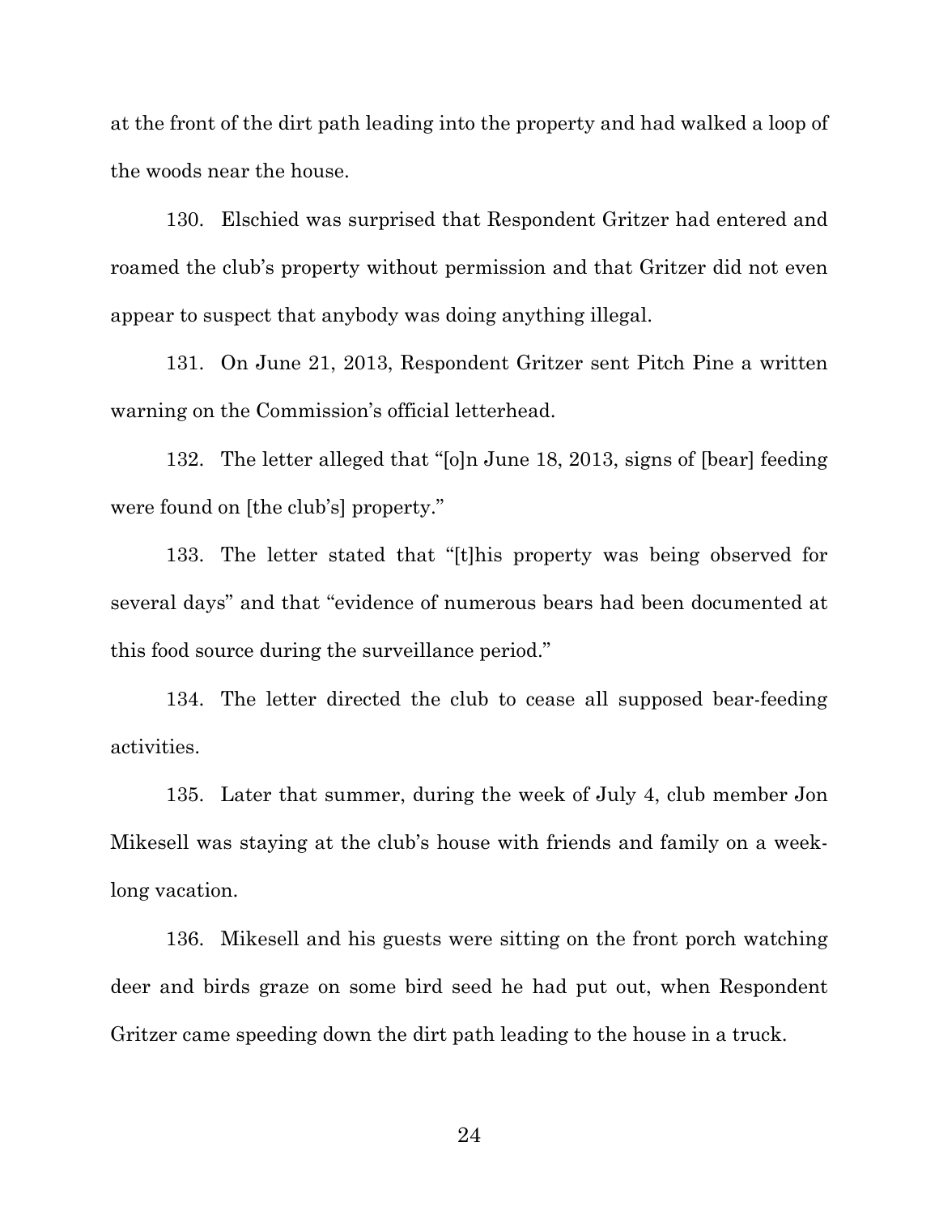at the front of the dirt path leading into the property and had walked a loop of the woods near the house.

130. Elschied was surprised that Respondent Gritzer had entered and roamed the club's property without permission and that Gritzer did not even appear to suspect that anybody was doing anything illegal.

131. On June 21, 2013, Respondent Gritzer sent Pitch Pine a written warning on the Commission's official letterhead.

132. The letter alleged that "[o]n June 18, 2013, signs of [bear] feeding were found on [the club's] property."

133. The letter stated that "[t]his property was being observed for several days" and that "evidence of numerous bears had been documented at this food source during the surveillance period."

134. The letter directed the club to cease all supposed bear-feeding activities.

135. Later that summer, during the week of July 4, club member Jon Mikesell was staying at the club's house with friends and family on a week-long vacation.

136. Mikesell and his guests were sitting on the front porch watching deer and birds graze on some bird seed he had put out, when Respondent Gritzer came speeding down the dirt path leading to the house in a truck.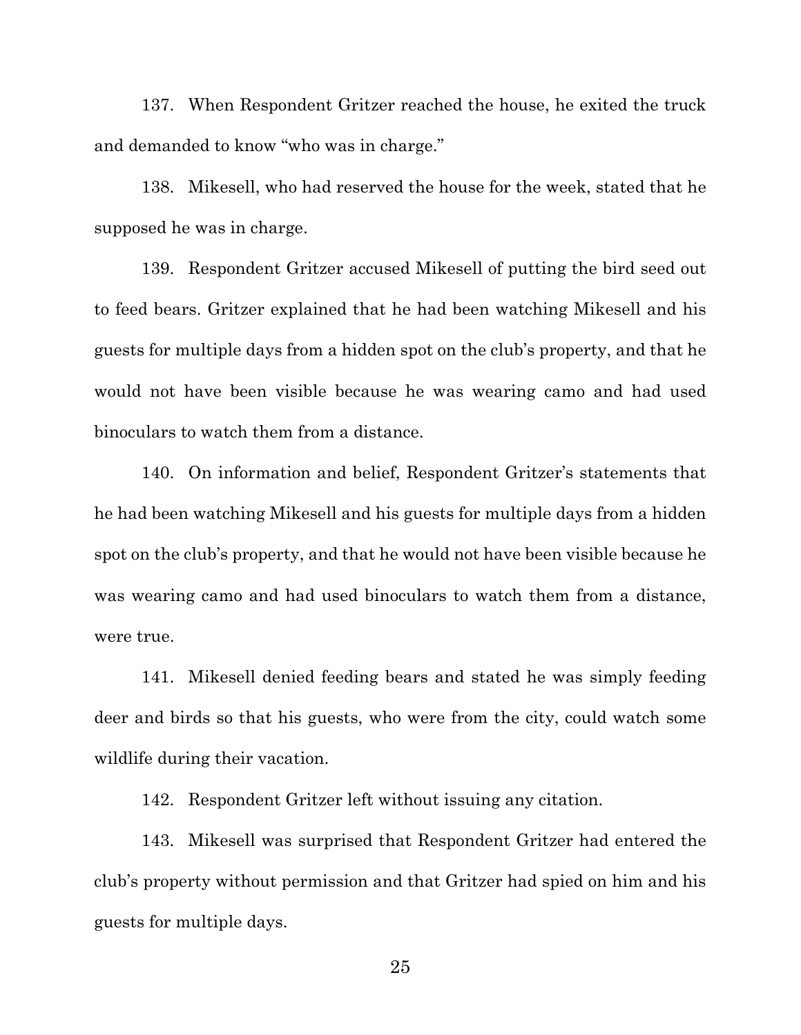137. When Respondent Gritzer reached the house, he exited the truck and demanded to know "who was in charge."

138. Mikesell, who had reserved the house for the week, stated that he supposed he was in charge.

139. Respondent Gritzer accused Mikesell of putting the bird seed out to feed bears. Gritzer explained that he had been watching Mikesell and his guests for multiple days from a hidden spot on the club's property, and that he would not have been visible because he was wearing camo and had used binoculars to watch them from a distance.

140. On information and belief, Respondent Gritzer's statements that he had been watching Mikesell and his guests for multiple days from a hidden spot on the club's property, and that he would not have been visible because he was wearing camo and had used binoculars to watch them from a distance, were true.

141. Mikesell denied feeding bears and stated he was simply feeding deer and birds so that his guests, who were from the city, could watch some wildlife during their vacation.

142. Respondent Gritzer left without issuing any citation.

143. Mikesell was surprised that Respondent Gritzer had entered the club's property without permission and that Gritzer had spied on him and his guests for multiple days.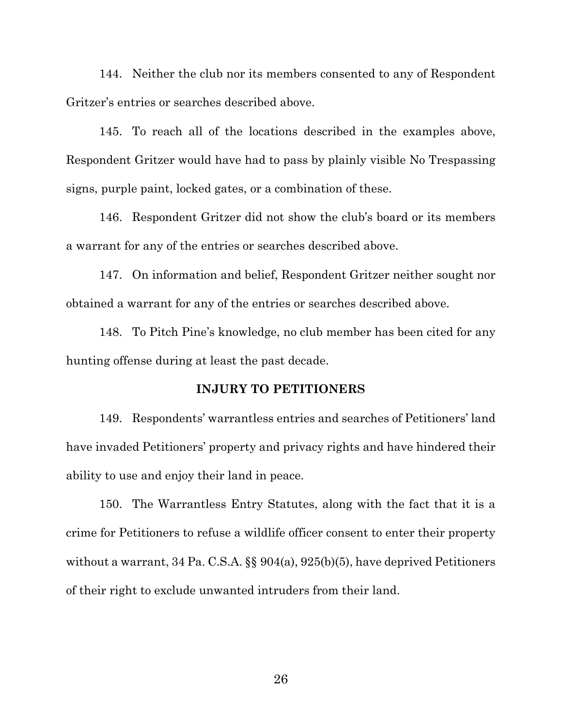144. Neither the club nor its members consented to any of Respondent Gritzer's entries or searches described above.

145. To reach all of the locations described in the examples above, Respondent Gritzer would have had to pass by plainly visible No Trespassing signs, purple paint, locked gates, or a combination of these.

146. Respondent Gritzer did not show the club's board or its members a warrant for any of the entries or searches described above.

147. On information and belief, Respondent Gritzer neither sought nor obtained a warrant for any of the entries or searches described above.

148. To Pitch Pine's knowledge, no club member has been cited for any hunting offense during at least the past decade.

## INJURY TO PETITIONERS

149. Respondents' warrantless entries and searches of Petitioners' land have invaded Petitioners' property and privacy rights and have hindered their ability to use and enjoy their land in peace.

150. The Warrantless Entry Statutes, along with the fact that it is a crime for Petitioners to refuse a wildlife officer consent to enter their property without a warrant, 34 Pa. C.S.A. §§ 904(a), 925(b)(5), have deprived Petitioners of their right to exclude unwanted intruders from their land.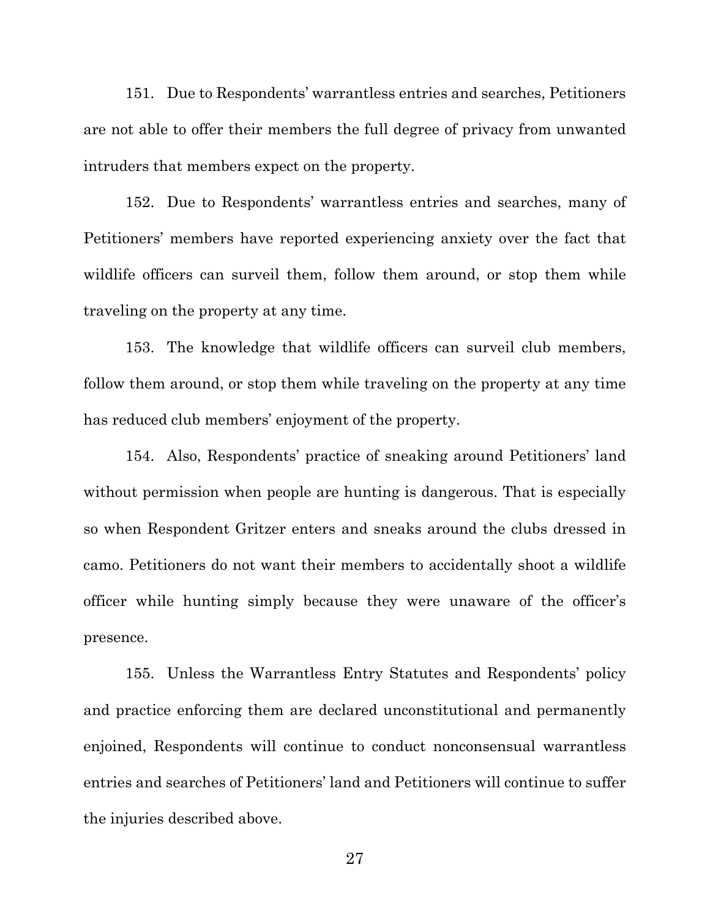151. Due to Respondents' warrantless entries and searches, Petitioners are not able to offer their members the full degree of privacy from unwanted intruders that members expect on the property.

152. Due to Respondents' warrantless entries and searches, many of Petitioners' members have reported experiencing anxiety over the fact that wildlife officers can surveil them, follow them around, or stop them while traveling on the property at any time.

153. The knowledge that wildlife officers can surveil club members, follow them around, or stop them while traveling on the property at any time has reduced club members' enjoyment of the property.

154. Also, Respondents' practice of sneaking around Petitioners' land without permission when people are hunting is dangerous. That is especially so when Respondent Gritzer enters and sneaks around the clubs dressed in camo. Petitioners do not want their members to accidentally shoot a wildlife officer while hunting simply because they were unaware of the officer's presence.

155. Unless the Warrantless Entry Statutes and Respondents' policy and practice enforcing them are declared unconstitutional and permanently enjoined, Respondents will continue to conduct nonconsensual warrantless entries and searches of Petitioners' land and Petitioners will continue to suffer the injuries described above.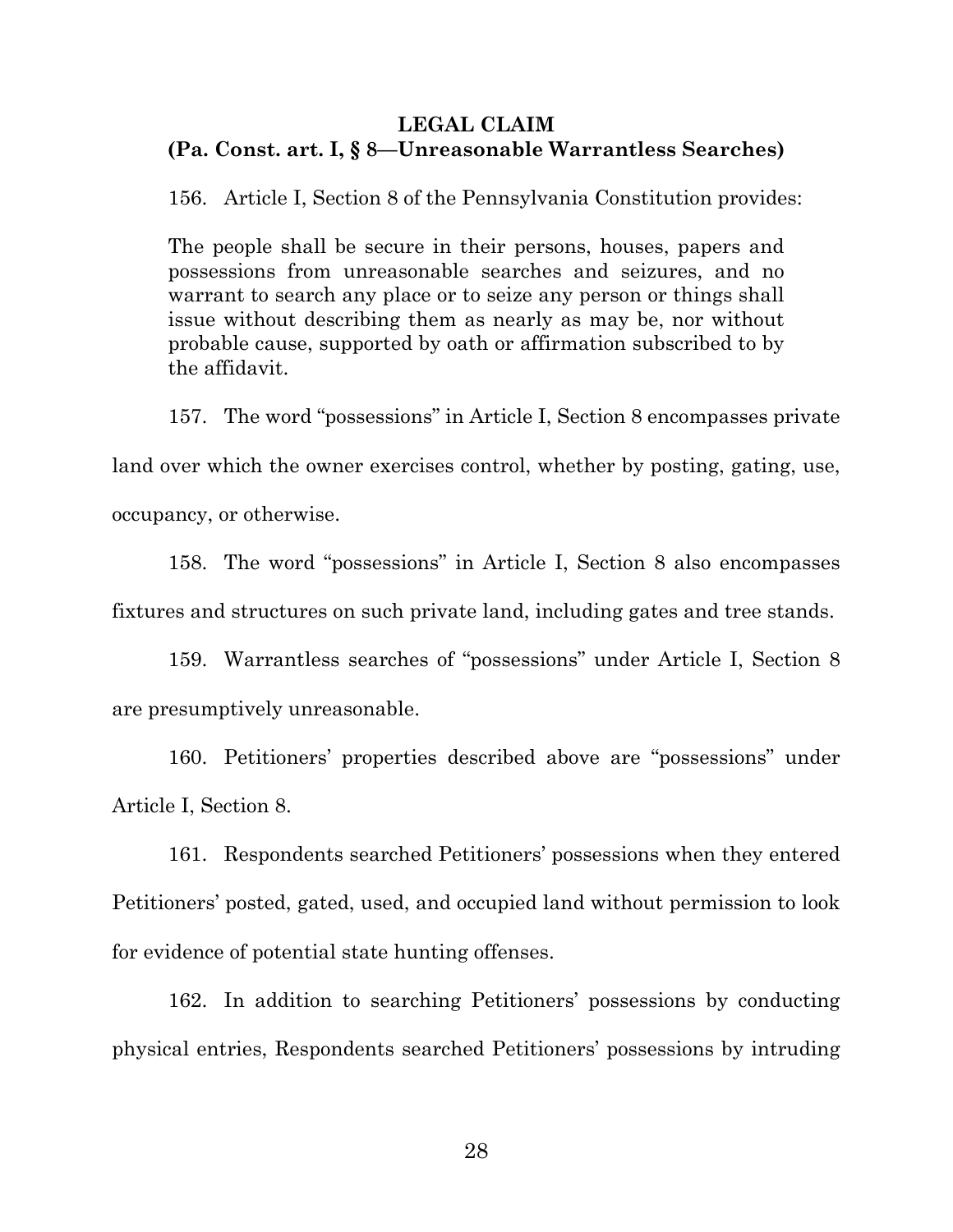**LEGAL CLAIM**
**(Pa. Const. art. I, § 8—Unreasonable Warrantless Searches)**

156. Article I, Section 8 of the Pennsylvania Constitution provides:

> The people shall be secure in their persons, houses, papers and possessions from unreasonable searches and seizures, and no warrant to search any place or to seize any person or things shall issue without describing them as nearly as may be, nor without probable cause, supported by oath or affirmation subscribed to by the affidavit.

157. The word "possessions" in Article I, Section 8 encompasses private land over which the owner exercises control, whether by posting, gating, use, occupancy, or otherwise.

158. The word "possessions" in Article I, Section 8 also encompasses fixtures and structures on such private land, including gates and tree stands.

159. Warrantless searches of "possessions" under Article I, Section 8 are presumptively unreasonable.

160. Petitioners' properties described above are "possessions" under Article I, Section 8.

161. Respondents searched Petitioners' possessions when they entered Petitioners' posted, gated, used, and occupied land without permission to look for evidence of potential state hunting offenses.

162. In addition to searching Petitioners' possessions by conducting physical entries, Respondents searched Petitioners' possessions by intruding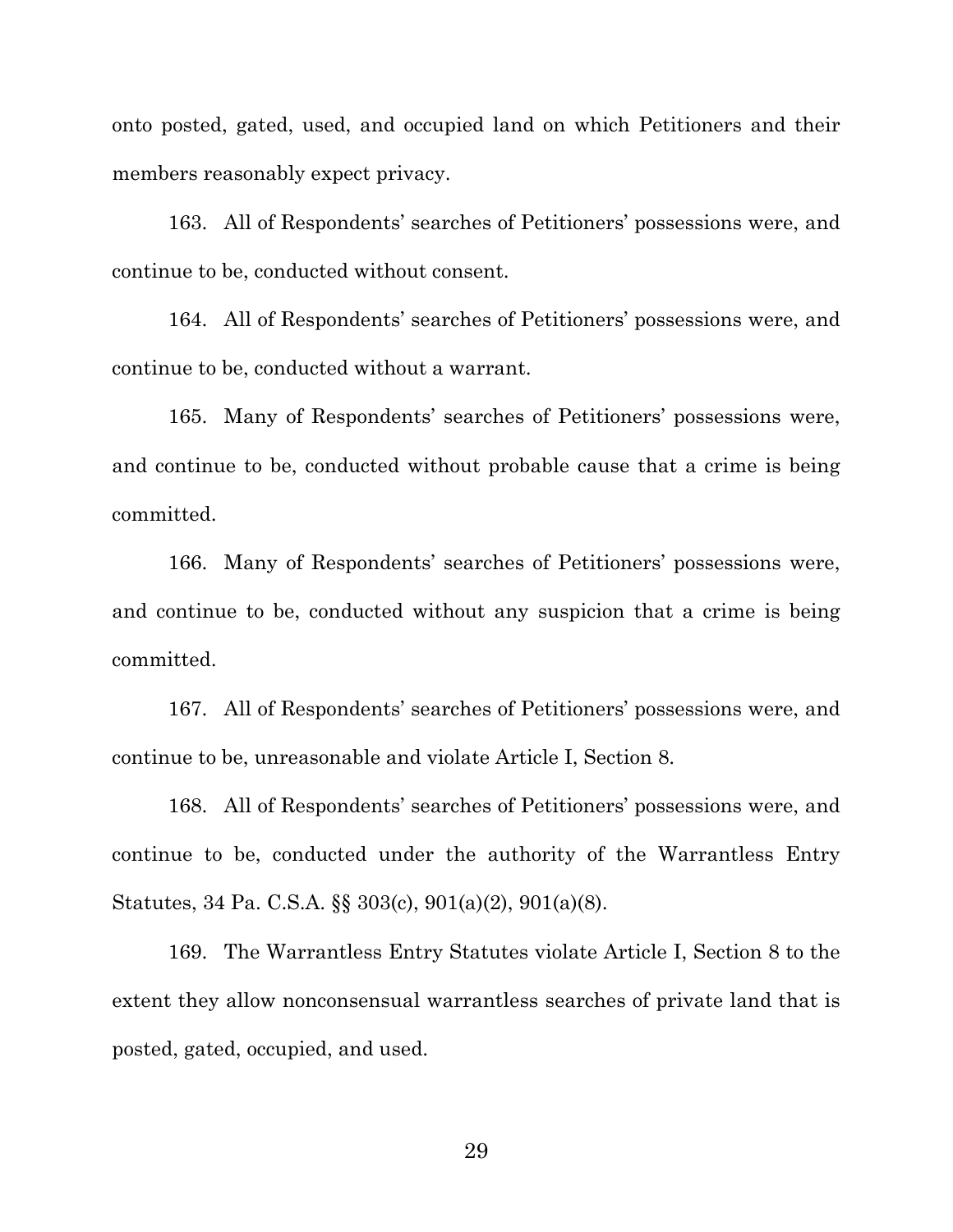onto posted, gated, used, and occupied land on which Petitioners and their members reasonably expect privacy.

163. All of Respondents' searches of Petitioners' possessions were, and continue to be, conducted without consent.

164. All of Respondents' searches of Petitioners' possessions were, and continue to be, conducted without a warrant.

165. Many of Respondents' searches of Petitioners' possessions were, and continue to be, conducted without probable cause that a crime is being committed.

166. Many of Respondents' searches of Petitioners' possessions were, and continue to be, conducted without any suspicion that a crime is being committed.

167. All of Respondents' searches of Petitioners' possessions were, and continue to be, unreasonable and violate Article I, Section 8.

168. All of Respondents' searches of Petitioners' possessions were, and continue to be, conducted under the authority of the Warrantless Entry Statutes, 34 Pa. C.S.A. §§ 303(c), 901(a)(2), 901(a)(8).

169. The Warrantless Entry Statutes violate Article I, Section 8 to the extent they allow nonconsensual warrantless searches of private land that is posted, gated, occupied, and used.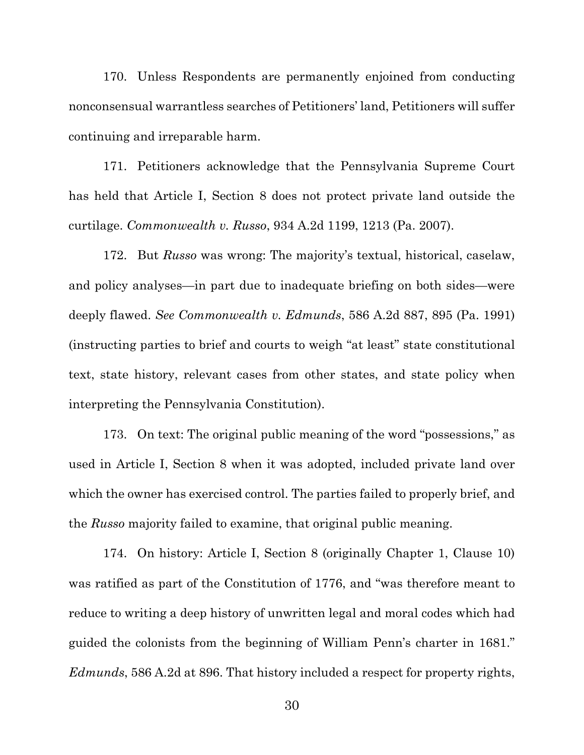170. Unless Respondents are permanently enjoined from conducting nonconsensual warrantless searches of Petitioners' land, Petitioners will suffer continuing and irreparable harm.

171. Petitioners acknowledge that the Pennsylvania Supreme Court has held that Article I, Section 8 does not protect private land outside the curtilage. *Commonwealth v. Russo*, 934 A.2d 1199, 1213 (Pa. 2007).

172. But *Russo* was wrong: The majority's textual, historical, caselaw, and policy analyses—in part due to inadequate briefing on both sides—were deeply flawed. *See Commonwealth v. Edmunds*, 586 A.2d 887, 895 (Pa. 1991) (instructing parties to brief and courts to weigh "at least" state constitutional text, state history, relevant cases from other states, and state policy when interpreting the Pennsylvania Constitution).

173. On text: The original public meaning of the word "possessions," as used in Article I, Section 8 when it was adopted, included private land over which the owner has exercised control. The parties failed to properly brief, and the *Russo* majority failed to examine, that original public meaning.

174. On history: Article I, Section 8 (originally Chapter 1, Clause 10) was ratified as part of the Constitution of 1776, and "was therefore meant to reduce to writing a deep history of unwritten legal and moral codes which had guided the colonists from the beginning of William Penn's charter in 1681." *Edmunds*, 586 A.2d at 896. That history included a respect for property rights,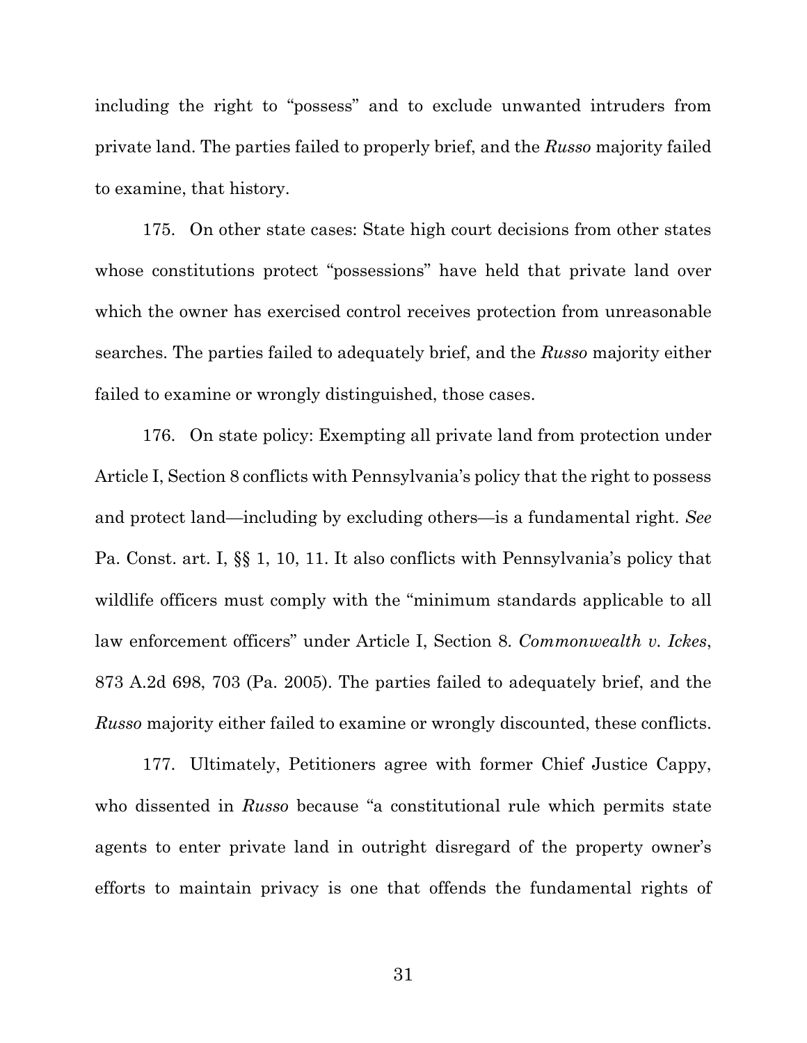including the right to "possess" and to exclude unwanted intruders from private land. The parties failed to properly brief, and the *Russo* majority failed to examine, that history.

175. On other state cases: State high court decisions from other states whose constitutions protect "possessions" have held that private land over which the owner has exercised control receives protection from unreasonable searches. The parties failed to adequately brief, and the *Russo* majority either failed to examine or wrongly distinguished, those cases.

176. On state policy: Exempting all private land from protection under Article I, Section 8 conflicts with Pennsylvania's policy that the right to possess and protect land—including by excluding others—is a fundamental right. *See* Pa. Const. art. I, §§ 1, 10, 11. It also conflicts with Pennsylvania's policy that wildlife officers must comply with the "minimum standards applicable to all law enforcement officers" under Article I, Section 8. *Commonwealth v. Ickes*, 873 A.2d 698, 703 (Pa. 2005). The parties failed to adequately brief, and the *Russo* majority either failed to examine or wrongly discounted, these conflicts.

177. Ultimately, Petitioners agree with former Chief Justice Cappy, who dissented in *Russo* because "a constitutional rule which permits state agents to enter private land in outright disregard of the property owner's efforts to maintain privacy is one that offends the fundamental rights of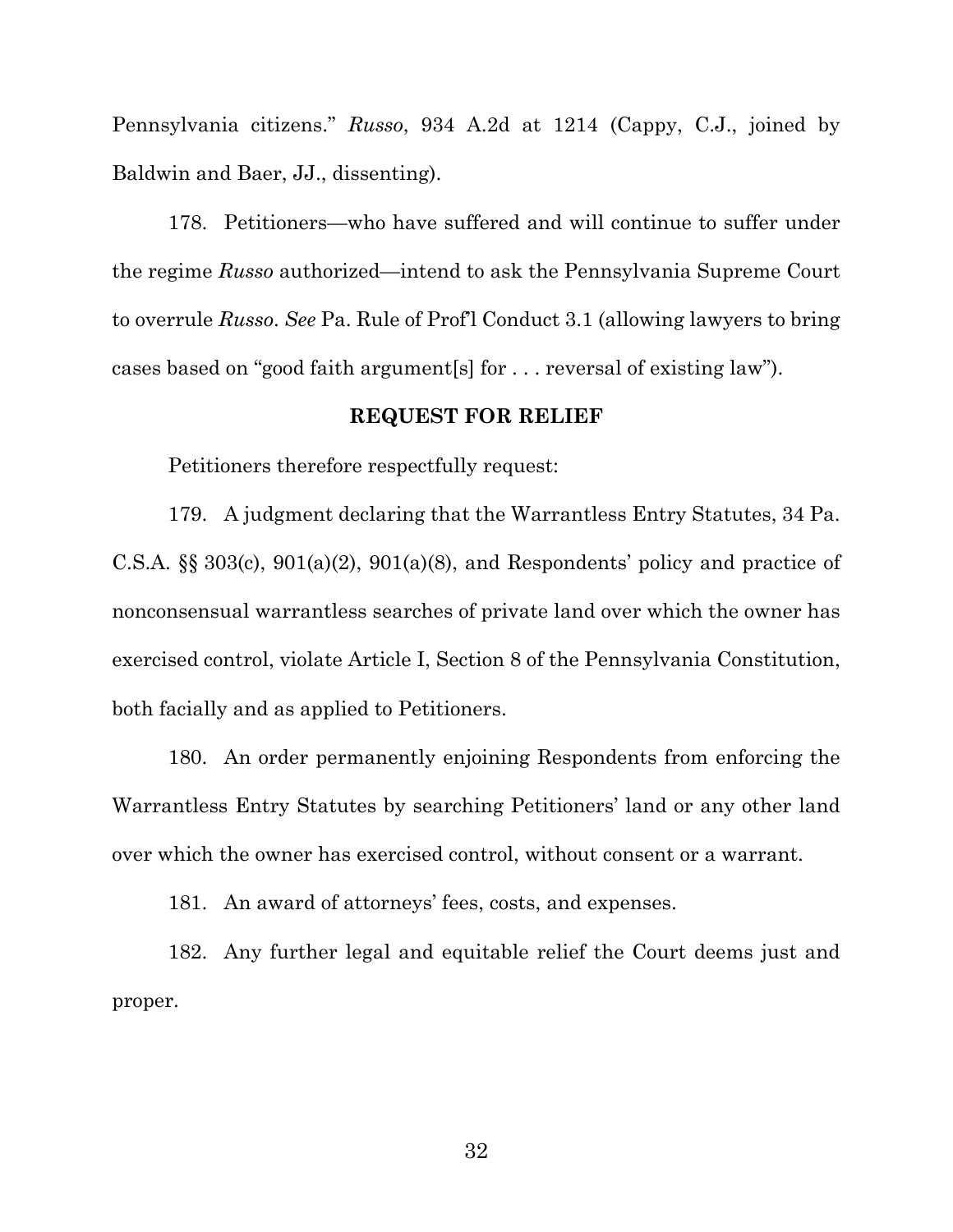Pennsylvania citizens." *Russo*, 934 A.2d at 1214 (Cappy, C.J., joined by Baldwin and Baer, JJ., dissenting).

178. Petitioners—who have suffered and will continue to suffer under the regime *Russo* authorized—intend to ask the Pennsylvania Supreme Court to overrule *Russo*. *See* Pa. Rule of Prof'l Conduct 3.1 (allowing lawyers to bring cases based on "good faith argument[s] for . . . reversal of existing law").

**REQUEST FOR RELIEF**

Petitioners therefore respectfully request:

179. A judgment declaring that the Warrantless Entry Statutes, 34 Pa. C.S.A. §§ 303(c), 901(a)(2), 901(a)(8), and Respondents' policy and practice of nonconsensual warrantless searches of private land over which the owner has exercised control, violate Article I, Section 8 of the Pennsylvania Constitution, both facially and as applied to Petitioners.

180. An order permanently enjoining Respondents from enforcing the Warrantless Entry Statutes by searching Petitioners' land or any other land over which the owner has exercised control, without consent or a warrant.

181. An award of attorneys' fees, costs, and expenses.

182. Any further legal and equitable relief the Court deems just and proper.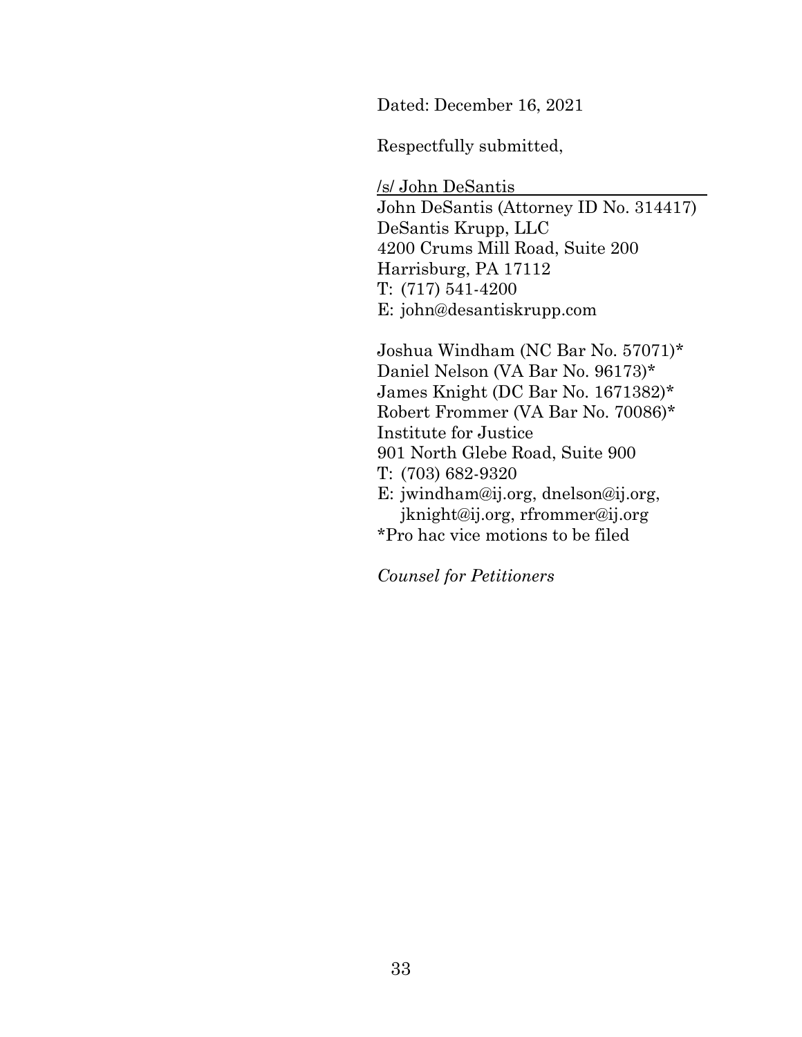Dated: December 16, 2021

Respectfully submitted,

/s/ John DeSantis
John DeSantis (Attorney ID No. 314417)
DeSantis Krupp, LLC
4200 Crums Mill Road, Suite 200
Harrisburg, PA 17112
T: (717) 541-4200
E: john@desantiskrupp.com

Joshua Windham (NC Bar No. 57071)*
Daniel Nelson (VA Bar No. 96173)*
James Knight (DC Bar No. 1671382)*
Robert Frommer (VA Bar No. 70086)*
Institute for Justice
901 North Glebe Road, Suite 900
T: (703) 682-9320
E: jwindham@ij.org, dnelson@ij.org,
jknight@ij.org, rfrommer@ij.org
*Pro hac vice motions to be filed

*Counsel for Petitioners*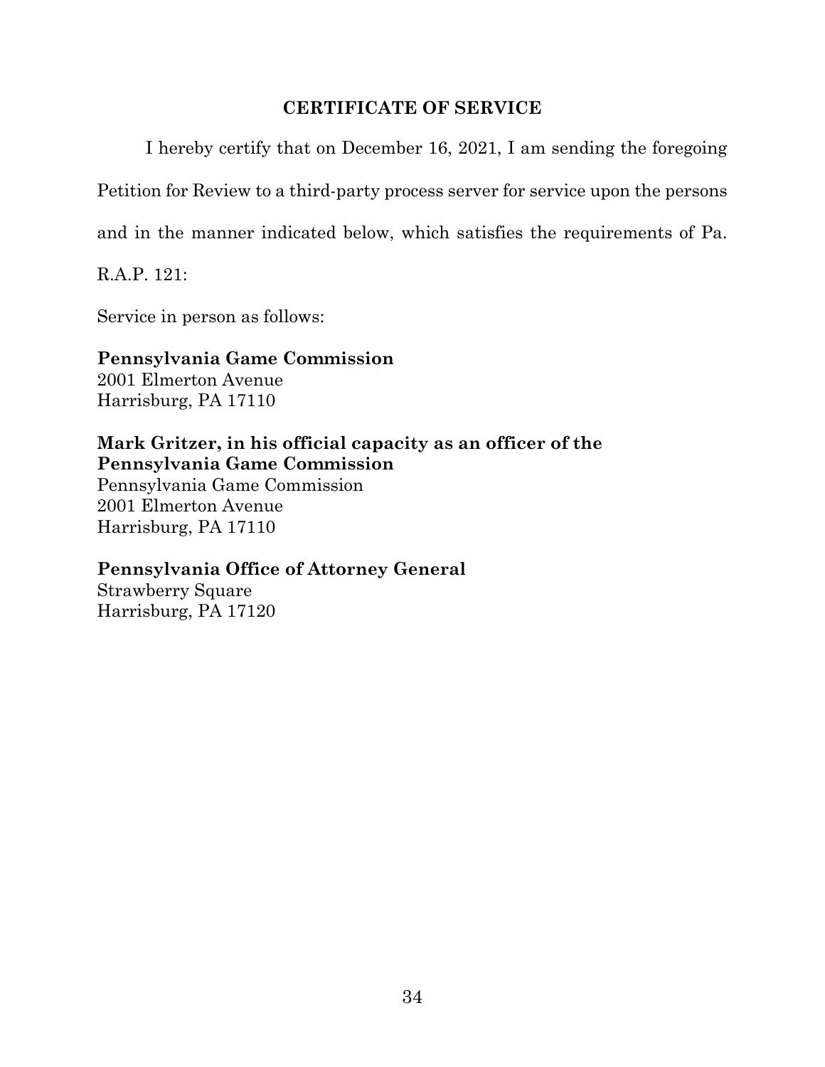## CERTIFICATE OF SERVICE

I hereby certify that on December 16, 2021, I am sending the foregoing Petition for Review to a third-party process server for service upon the persons and in the manner indicated below, which satisfies the requirements of Pa. R.A.P. 121:

Service in person as follows:

**Pennsylvania Game Commission**
2001 Elmerton Avenue
Harrisburg, PA 17110

**Mark Gritzer, in his official capacity as an officer of the Pennsylvania Game Commission**
Pennsylvania Game Commission
2001 Elmerton Avenue
Harrisburg, PA 17110

**Pennsylvania Office of Attorney General**
Strawberry Square
Harrisburg, PA 17120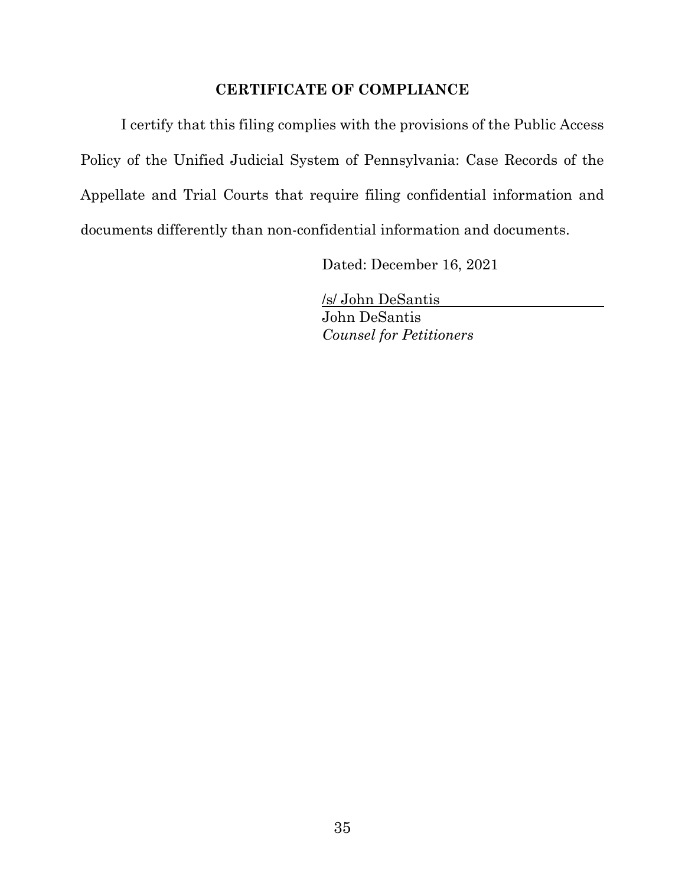## CERTIFICATE OF COMPLIANCE

I certify that this filing complies with the provisions of the Public Access Policy of the Unified Judicial System of Pennsylvania: Case Records of the Appellate and Trial Courts that require filing confidential information and documents differently than non-confidential information and documents.

Dated: December 16, 2021

/s/ John DeSantis
John DeSantis
*Counsel for Petitioners*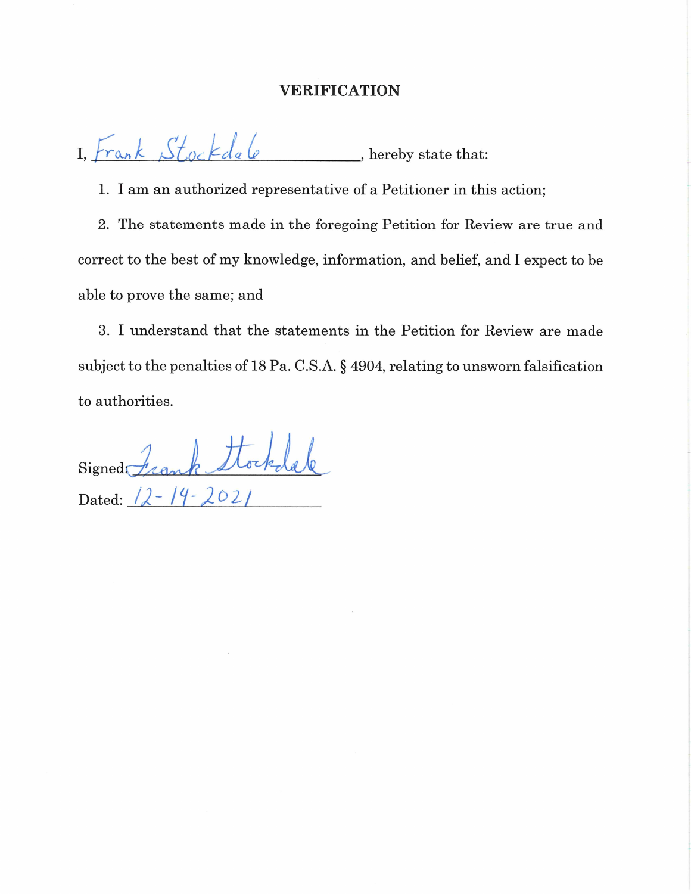# VERIFICATION

I, Frank Stockdale, hereby state that:

1. I am an authorized representative of a Petitioner in this action;

2. The statements made in the foregoing Petition for Review are true and correct to the best of my knowledge, information, and belief, and I expect to be able to prove the same; and

3. I understand that the statements in the Petition for Review are made subject to the penalties of 18 Pa. C.S.A. § 4904, relating to unsworn falsification to authorities.

Signed: Frank Stockdale

Dated: 12-14-2021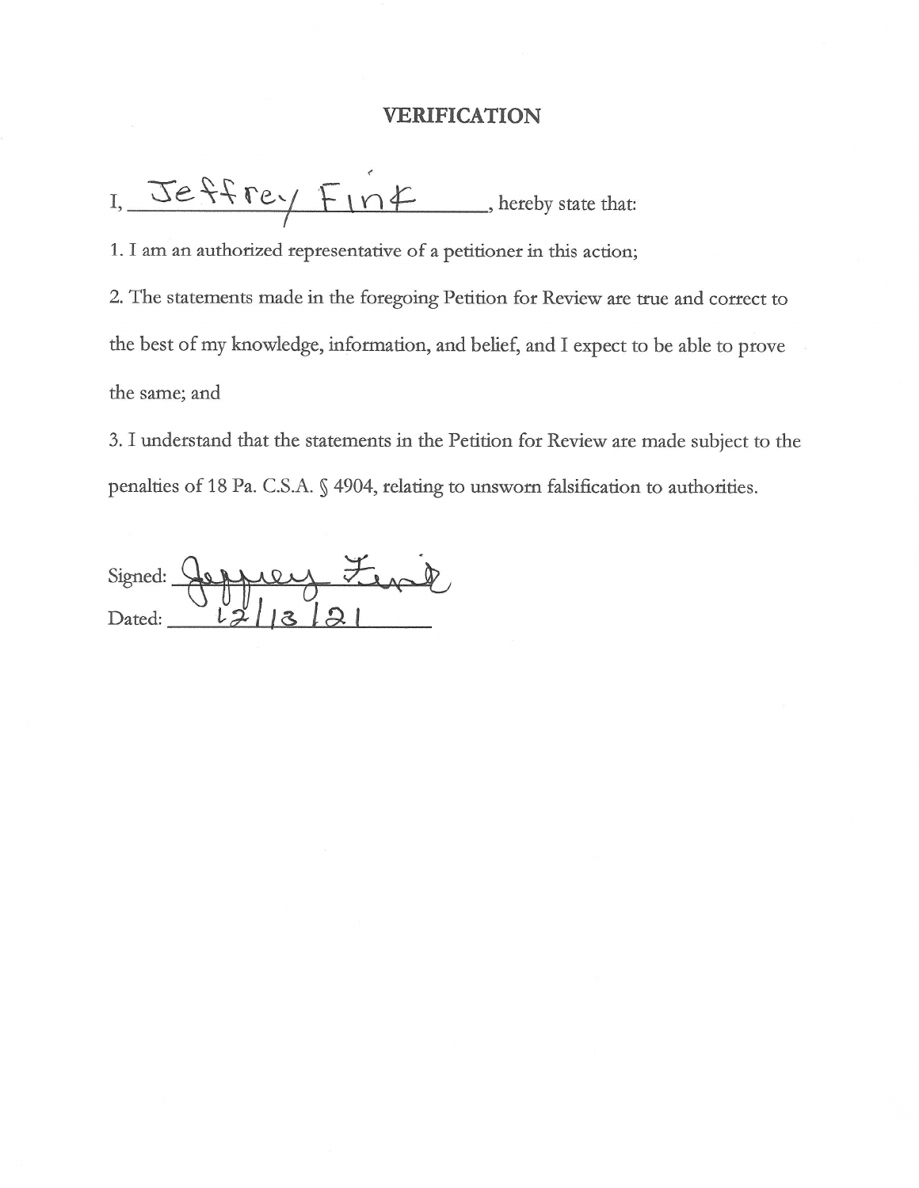# VERIFICATION

I, Jeffrey Fink, hereby state that:

1. I am an authorized representative of a petitioner in this action;

2. The statements made in the foregoing Petition for Review are true and correct to the best of my knowledge, information, and belief, and I expect to be able to prove the same; and

3. I understand that the statements in the Petition for Review are made subject to the penalties of 18 Pa. C.S.A. § 4904, relating to unsworn falsification to authorities.

Signed: Jeffrey Fink

Dated: 12/13/21